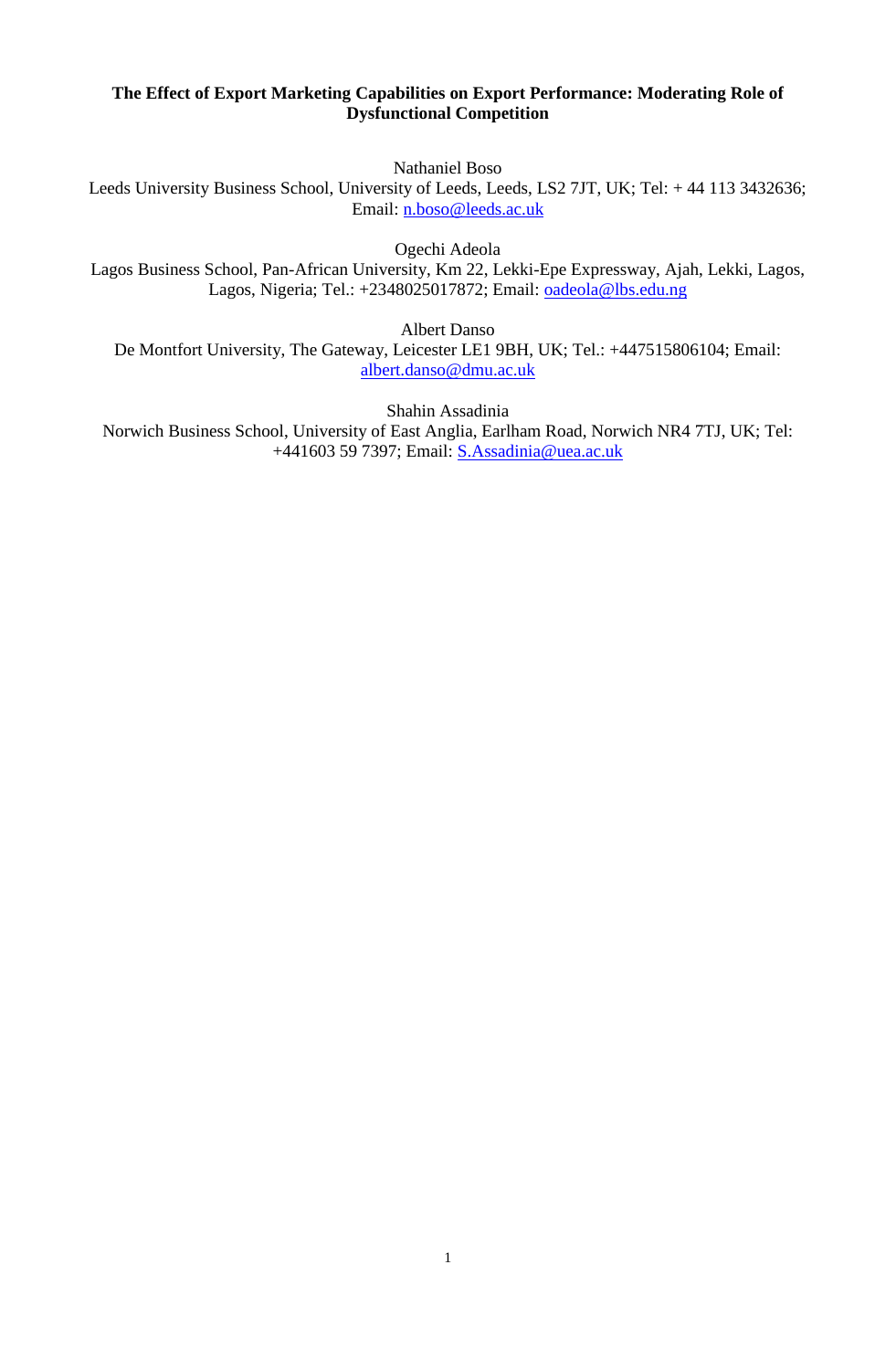# The Effect of Export Marketing Capabilities on Export Performance: Moderating Role of Dysfunctional Competition

Nathaniel Boso

Leeds University Business School, University of Leeds, Leeds, LS2 7JT, UK; Tel: + 44 113 3432636; Email: n.boso@leeds.ac.uk

Ogechi Adeola

Lagos Business School, Pan-African University, Km 22, Lekki-Epe Expressway, Ajah, Lekki, Lagos, Lagos, Nigeria; Tel.: +2348025017872; Email: oadeola@lbs.edu.ng

Albert Danso

De Montfort University, The Gateway, Leicester LE1 9BH, UK; Tel.: +447515806104; Email: albert.danso@dmu.ac.uk

Shahin Assadinia

Norwich Business School, University of East Anglia, Earlham Road, Norwich NR4 7TJ, UK; Tel: +441603 59 7397; Email: S.Assadinia@uea.ac.uk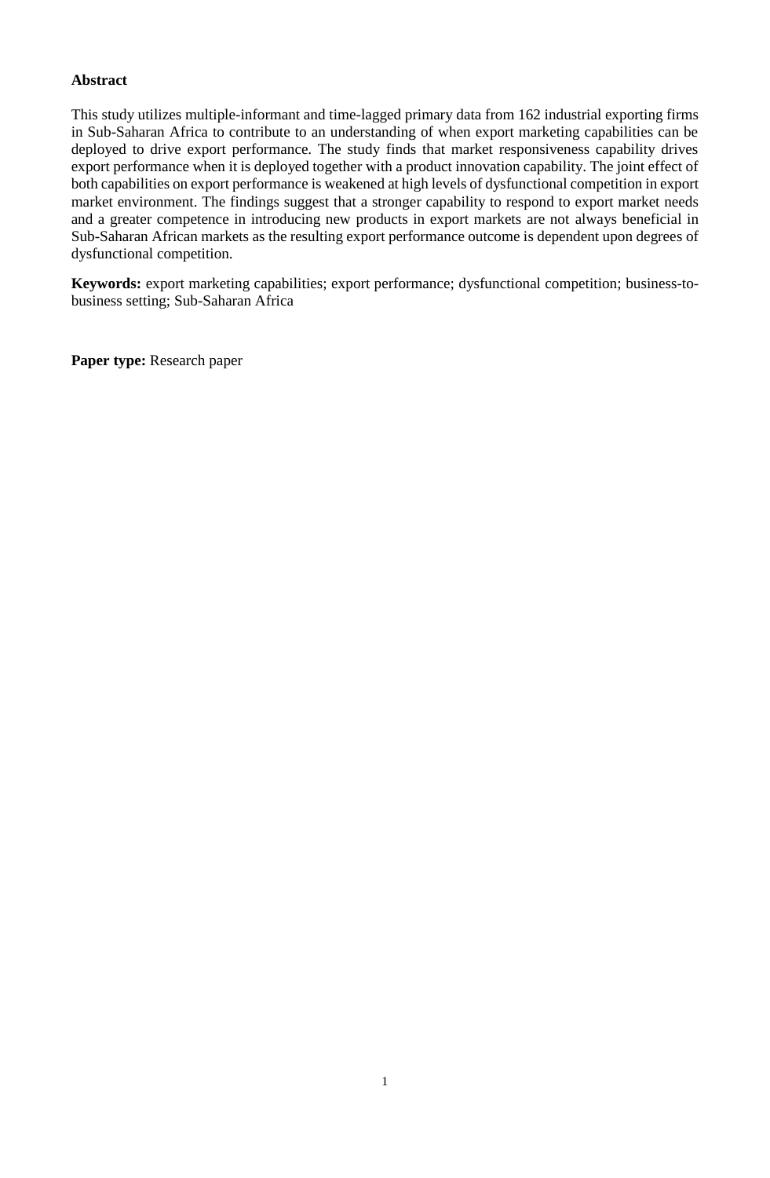**Abstract**

This study utilizes multiple-informant and time-lagged primary data from 162 industrial exporting firms in Sub-Saharan Africa to contribute to an understanding of when export marketing capabilities can be deployed to drive export performance. The study finds that market responsiveness capability drives export performance when it is deployed together with a product innovation capability. The joint effect of both capabilities on export performance is weakened at high levels of dysfunctional competition in export market environment. The findings suggest that a stronger capability to respond to export market needs and a greater competence in introducing new products in export markets are not always beneficial in Sub-Saharan African markets as the resulting export performance outcome is dependent upon degrees of dysfunctional competition.

**Keywords:** export marketing capabilities; export performance; dysfunctional competition; business-to-business setting; Sub-Saharan Africa

**Paper type:** Research paper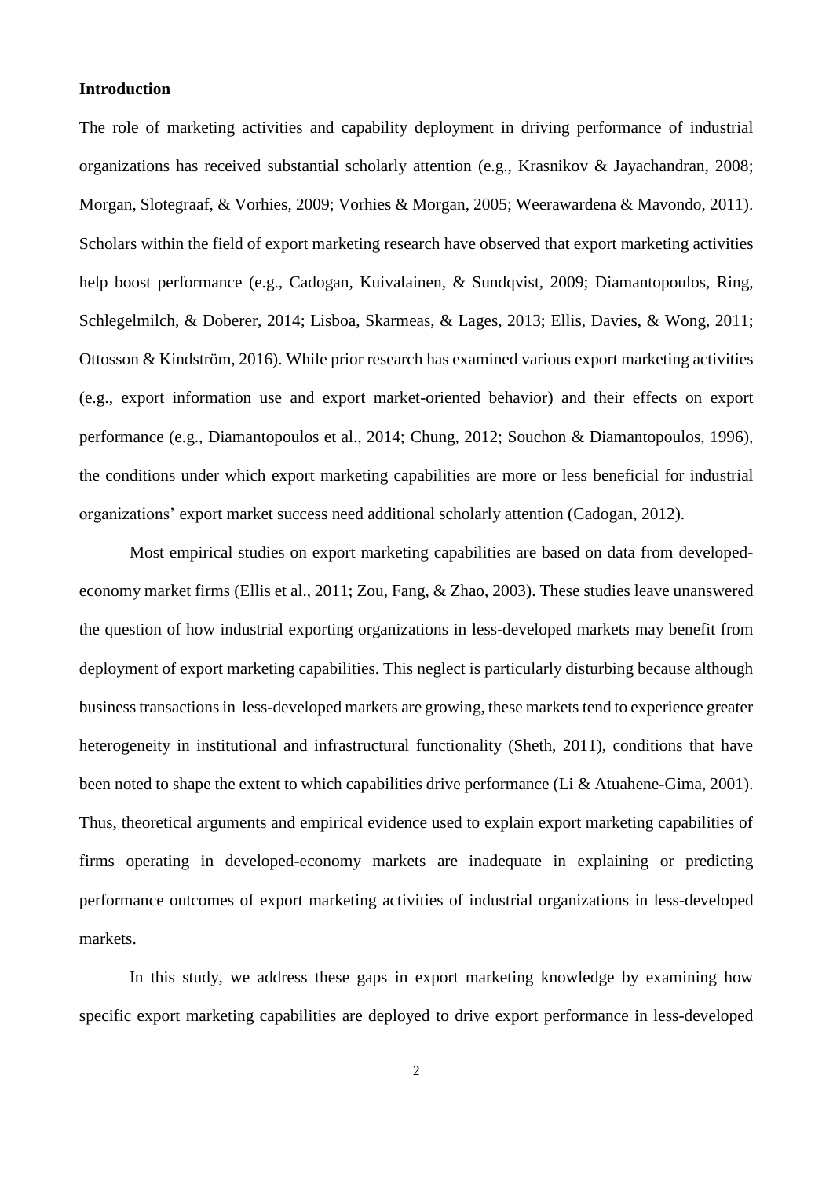**Introduction**

The role of marketing activities and capability deployment in driving performance of industrial organizations has received substantial scholarly attention (e.g., Krasnikov & Jayachandran, 2008; Morgan, Slotegraaf, & Vorhies, 2009; Vorhies & Morgan, 2005; Weerawardena & Mavondo, 2011). Scholars within the field of export marketing research have observed that export marketing activities help boost performance (e.g., Cadogan, Kuivalainen, & Sundqvist, 2009; Diamantopoulos, Ring, Schlegelmilch, & Doberer, 2014; Lisboa, Skarmeas, & Lages, 2013; Ellis, Davies, & Wong, 2011; Ottosson & Kindström, 2016). While prior research has examined various export marketing activities (e.g., export information use and export market-oriented behavior) and their effects on export performance (e.g., Diamantopoulos et al., 2014; Chung, 2012; Souchon & Diamantopoulos, 1996), the conditions under which export marketing capabilities are more or less beneficial for industrial organizations' export market success need additional scholarly attention (Cadogan, 2012).

Most empirical studies on export marketing capabilities are based on data from developed-economy market firms (Ellis et al., 2011; Zou, Fang, & Zhao, 2003). These studies leave unanswered the question of how industrial exporting organizations in less-developed markets may benefit from deployment of export marketing capabilities. This neglect is particularly disturbing because although business transactions in less-developed markets are growing, these markets tend to experience greater heterogeneity in institutional and infrastructural functionality (Sheth, 2011), conditions that have been noted to shape the extent to which capabilities drive performance (Li & Atuahene-Gima, 2001). Thus, theoretical arguments and empirical evidence used to explain export marketing capabilities of firms operating in developed-economy markets are inadequate in explaining or predicting performance outcomes of export marketing activities of industrial organizations in less-developed markets.

In this study, we address these gaps in export marketing knowledge by examining how specific export marketing capabilities are deployed to drive export performance in less-developed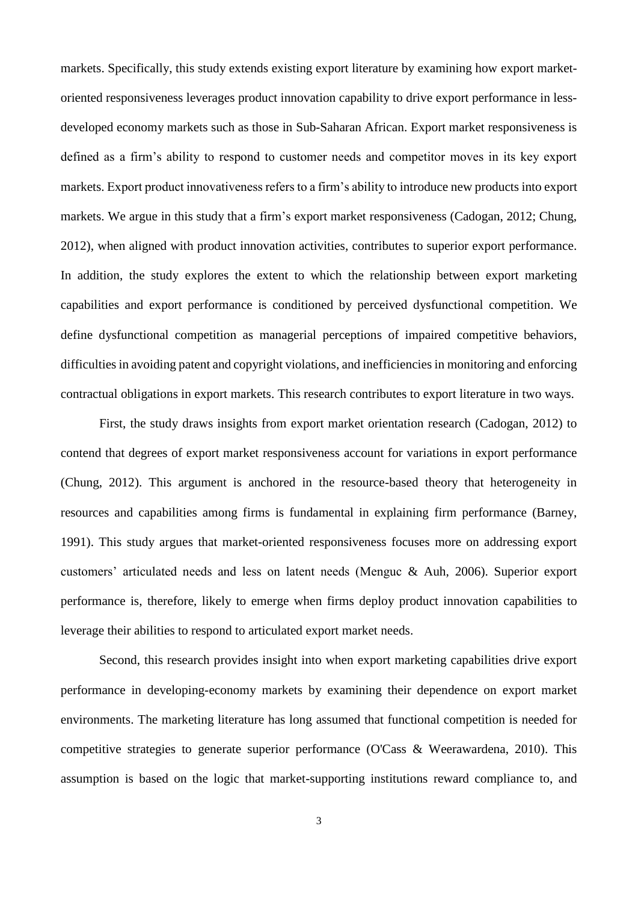markets. Specifically, this study extends existing export literature by examining how export market-oriented responsiveness leverages product innovation capability to drive export performance in less-developed economy markets such as those in Sub-Saharan African. Export market responsiveness is defined as a firm's ability to respond to customer needs and competitor moves in its key export markets. Export product innovativeness refers to a firm's ability to introduce new products into export markets. We argue in this study that a firm's export market responsiveness (Cadogan, 2012; Chung, 2012), when aligned with product innovation activities, contributes to superior export performance. In addition, the study explores the extent to which the relationship between export marketing capabilities and export performance is conditioned by perceived dysfunctional competition. We define dysfunctional competition as managerial perceptions of impaired competitive behaviors, difficulties in avoiding patent and copyright violations, and inefficiencies in monitoring and enforcing contractual obligations in export markets. This research contributes to export literature in two ways.

First, the study draws insights from export market orientation research (Cadogan, 2012) to contend that degrees of export market responsiveness account for variations in export performance (Chung, 2012). This argument is anchored in the resource-based theory that heterogeneity in resources and capabilities among firms is fundamental in explaining firm performance (Barney, 1991). This study argues that market-oriented responsiveness focuses more on addressing export customers' articulated needs and less on latent needs (Menguc & Auh, 2006). Superior export performance is, therefore, likely to emerge when firms deploy product innovation capabilities to leverage their abilities to respond to articulated export market needs.

Second, this research provides insight into when export marketing capabilities drive export performance in developing-economy markets by examining their dependence on export market environments. The marketing literature has long assumed that functional competition is needed for competitive strategies to generate superior performance (O'Cass & Weerawardena, 2010). This assumption is based on the logic that market-supporting institutions reward compliance to, and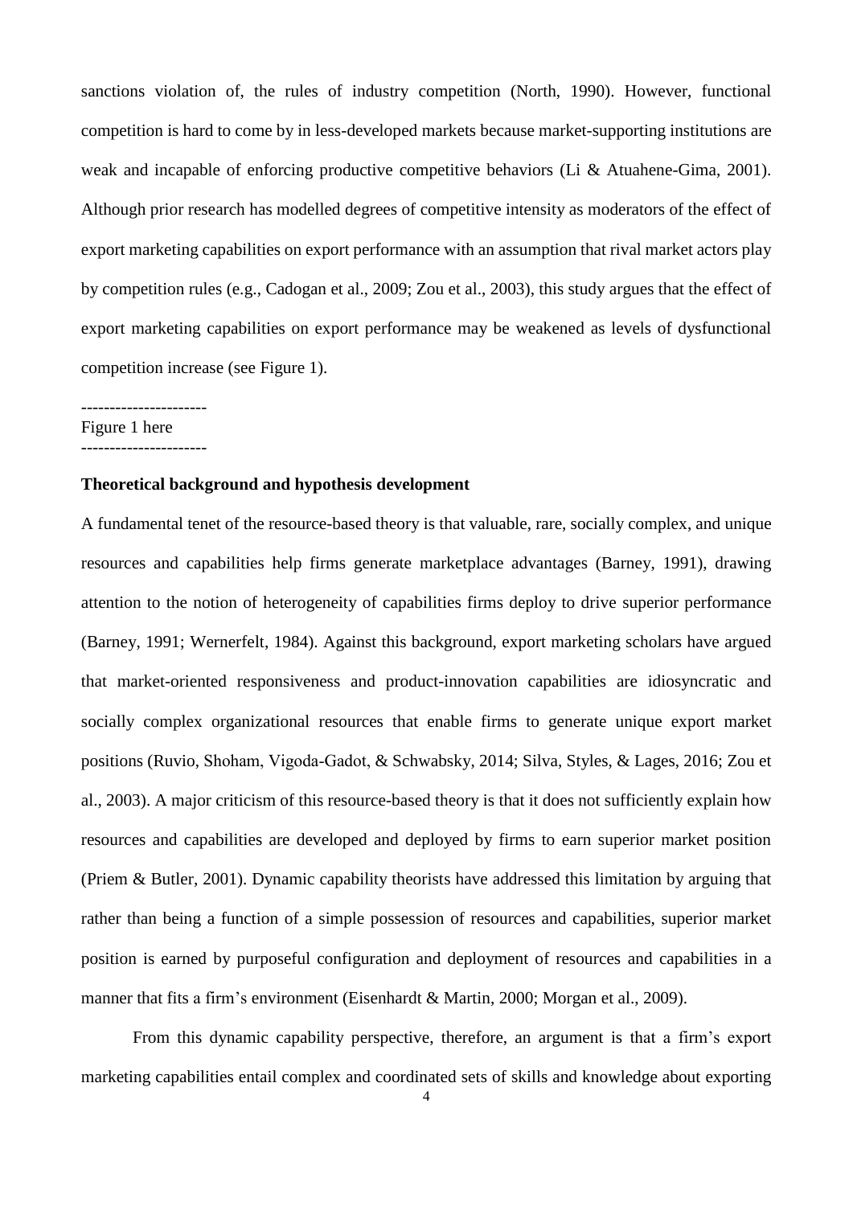sanctions violation of, the rules of industry competition (North, 1990). However, functional competition is hard to come by in less-developed markets because market-supporting institutions are weak and incapable of enforcing productive competitive behaviors (Li & Atuahene-Gima, 2001). Although prior research has modelled degrees of competitive intensity as moderators of the effect of export marketing capabilities on export performance with an assumption that rival market actors play by competition rules (e.g., Cadogan et al., 2009; Zou et al., 2003), this study argues that the effect of export marketing capabilities on export performance may be weakened as levels of dysfunctional competition increase (see Figure 1).

----------------------
Figure 1 here
----------------------

**Theoretical background and hypothesis development**

A fundamental tenet of the resource-based theory is that valuable, rare, socially complex, and unique resources and capabilities help firms generate marketplace advantages (Barney, 1991), drawing attention to the notion of heterogeneity of capabilities firms deploy to drive superior performance (Barney, 1991; Wernerfelt, 1984). Against this background, export marketing scholars have argued that market-oriented responsiveness and product-innovation capabilities are idiosyncratic and socially complex organizational resources that enable firms to generate unique export market positions (Ruvio, Shoham, Vigoda-Gadot, & Schwabsky, 2014; Silva, Styles, & Lages, 2016; Zou et al., 2003). A major criticism of this resource-based theory is that it does not sufficiently explain how resources and capabilities are developed and deployed by firms to earn superior market position (Priem & Butler, 2001). Dynamic capability theorists have addressed this limitation by arguing that rather than being a function of a simple possession of resources and capabilities, superior market position is earned by purposeful configuration and deployment of resources and capabilities in a manner that fits a firm's environment (Eisenhardt & Martin, 2000; Morgan et al., 2009).

From this dynamic capability perspective, therefore, an argument is that a firm's export marketing capabilities entail complex and coordinated sets of skills and knowledge about exporting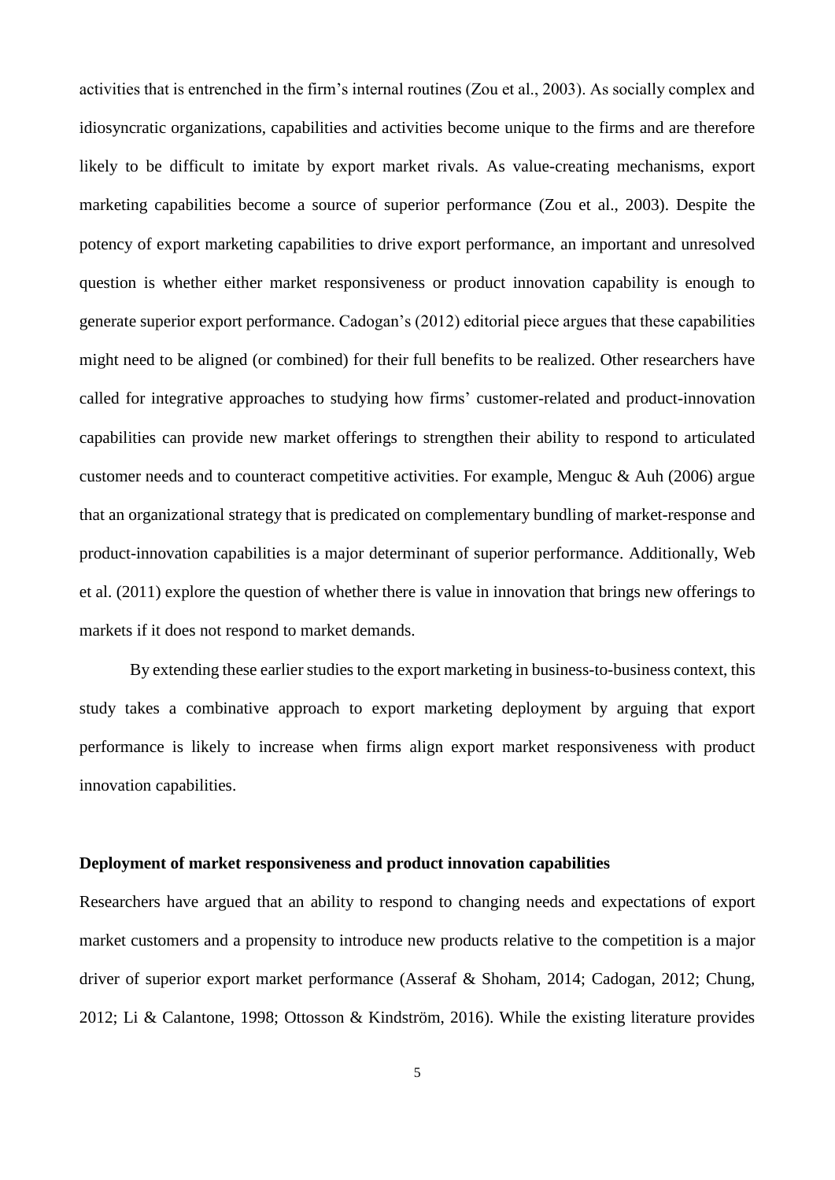activities that is entrenched in the firm's internal routines (Zou et al., 2003). As socially complex and idiosyncratic organizations, capabilities and activities become unique to the firms and are therefore likely to be difficult to imitate by export market rivals. As value-creating mechanisms, export marketing capabilities become a source of superior performance (Zou et al., 2003). Despite the potency of export marketing capabilities to drive export performance, an important and unresolved question is whether either market responsiveness or product innovation capability is enough to generate superior export performance. Cadogan's (2012) editorial piece argues that these capabilities might need to be aligned (or combined) for their full benefits to be realized. Other researchers have called for integrative approaches to studying how firms' customer-related and product-innovation capabilities can provide new market offerings to strengthen their ability to respond to articulated customer needs and to counteract competitive activities. For example, Menguc & Auh (2006) argue that an organizational strategy that is predicated on complementary bundling of market-response and product-innovation capabilities is a major determinant of superior performance. Additionally, Web et al. (2011) explore the question of whether there is value in innovation that brings new offerings to markets if it does not respond to market demands.

By extending these earlier studies to the export marketing in business-to-business context, this study takes a combinative approach to export marketing deployment by arguing that export performance is likely to increase when firms align export market responsiveness with product innovation capabilities.

**Deployment of market responsiveness and product innovation capabilities**

Researchers have argued that an ability to respond to changing needs and expectations of export market customers and a propensity to introduce new products relative to the competition is a major driver of superior export market performance (Asseraf & Shoham, 2014; Cadogan, 2012; Chung, 2012; Li & Calantone, 1998; Ottosson & Kindström, 2016). While the existing literature provides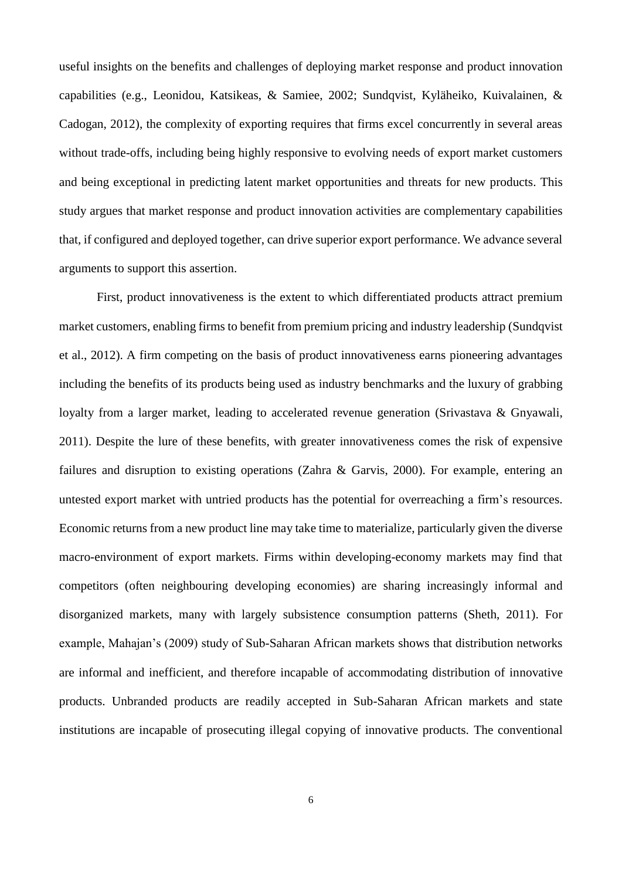useful insights on the benefits and challenges of deploying market response and product innovation capabilities (e.g., Leonidou, Katsikeas, & Samiee, 2002; Sundqvist, Kyläheiko, Kuivalainen, & Cadogan, 2012), the complexity of exporting requires that firms excel concurrently in several areas without trade-offs, including being highly responsive to evolving needs of export market customers and being exceptional in predicting latent market opportunities and threats for new products. This study argues that market response and product innovation activities are complementary capabilities that, if configured and deployed together, can drive superior export performance. We advance several arguments to support this assertion.

First, product innovativeness is the extent to which differentiated products attract premium market customers, enabling firms to benefit from premium pricing and industry leadership (Sundqvist et al., 2012). A firm competing on the basis of product innovativeness earns pioneering advantages including the benefits of its products being used as industry benchmarks and the luxury of grabbing loyalty from a larger market, leading to accelerated revenue generation (Srivastava & Gnyawali, 2011). Despite the lure of these benefits, with greater innovativeness comes the risk of expensive failures and disruption to existing operations (Zahra & Garvis, 2000). For example, entering an untested export market with untried products has the potential for overreaching a firm's resources. Economic returns from a new product line may take time to materialize, particularly given the diverse macro-environment of export markets. Firms within developing-economy markets may find that competitors (often neighbouring developing economies) are sharing increasingly informal and disorganized markets, many with largely subsistence consumption patterns (Sheth, 2011). For example, Mahajan's (2009) study of Sub-Saharan African markets shows that distribution networks are informal and inefficient, and therefore incapable of accommodating distribution of innovative products. Unbranded products are readily accepted in Sub-Saharan African markets and state institutions are incapable of prosecuting illegal copying of innovative products. The conventional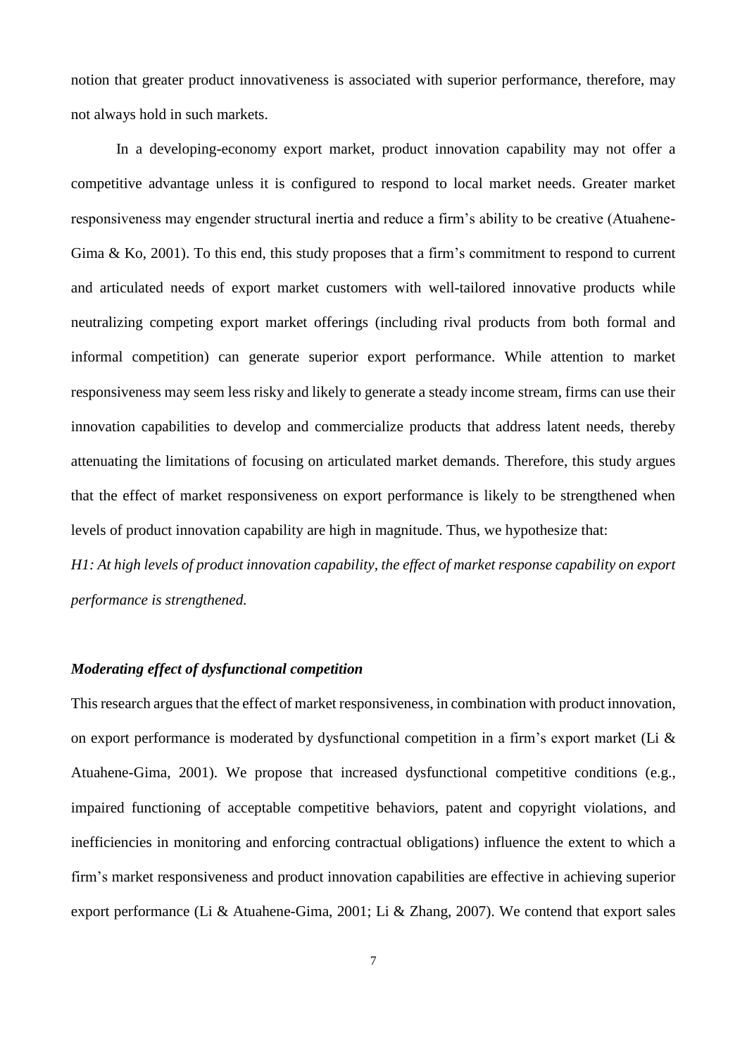notion that greater product innovativeness is associated with superior performance, therefore, may not always hold in such markets.

In a developing-economy export market, product innovation capability may not offer a competitive advantage unless it is configured to respond to local market needs. Greater market responsiveness may engender structural inertia and reduce a firm's ability to be creative (Atuahene-Gima & Ko, 2001). To this end, this study proposes that a firm's commitment to respond to current and articulated needs of export market customers with well-tailored innovative products while neutralizing competing export market offerings (including rival products from both formal and informal competition) can generate superior export performance. While attention to market responsiveness may seem less risky and likely to generate a steady income stream, firms can use their innovation capabilities to develop and commercialize products that address latent needs, thereby attenuating the limitations of focusing on articulated market demands. Therefore, this study argues that the effect of market responsiveness on export performance is likely to be strengthened when levels of product innovation capability are high in magnitude. Thus, we hypothesize that:

*H1: At high levels of product innovation capability, the effect of market response capability on export performance is strengthened.*

### *Moderating effect of dysfunctional competition*

This research argues that the effect of market responsiveness, in combination with product innovation, on export performance is moderated by dysfunctional competition in a firm's export market (Li & Atuahene-Gima, 2001). We propose that increased dysfunctional competitive conditions (e.g., impaired functioning of acceptable competitive behaviors, patent and copyright violations, and inefficiencies in monitoring and enforcing contractual obligations) influence the extent to which a firm's market responsiveness and product innovation capabilities are effective in achieving superior export performance (Li & Atuahene-Gima, 2001; Li & Zhang, 2007). We contend that export sales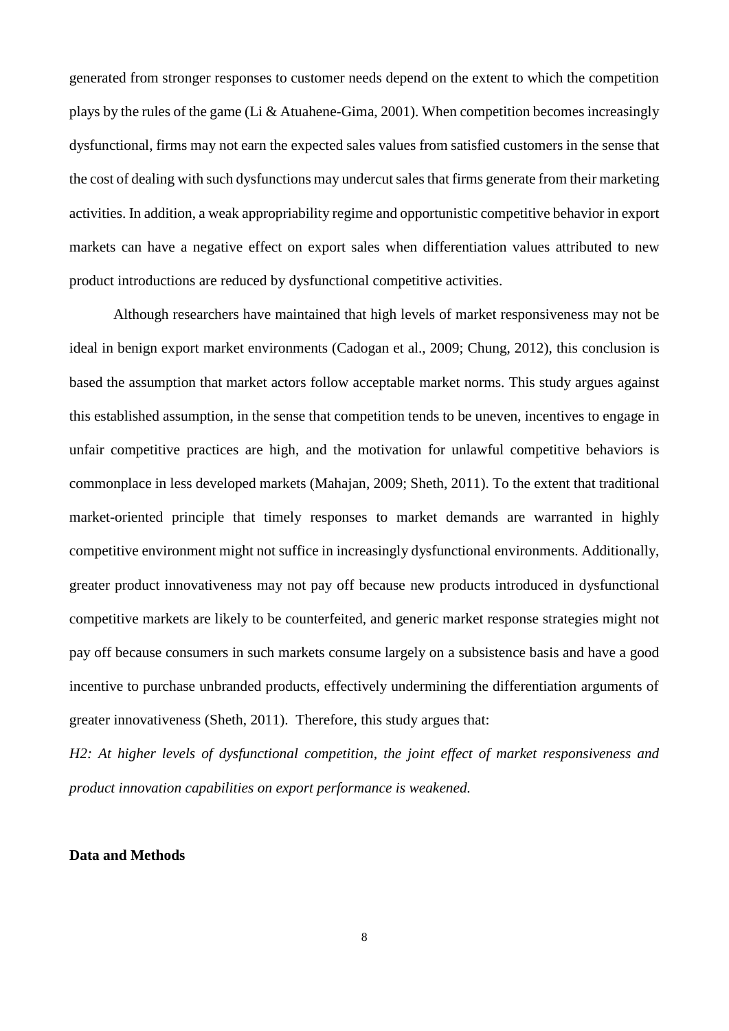generated from stronger responses to customer needs depend on the extent to which the competition plays by the rules of the game (Li & Atuahene-Gima, 2001). When competition becomes increasingly dysfunctional, firms may not earn the expected sales values from satisfied customers in the sense that the cost of dealing with such dysfunctions may undercut sales that firms generate from their marketing activities. In addition, a weak appropriability regime and opportunistic competitive behavior in export markets can have a negative effect on export sales when differentiation values attributed to new product introductions are reduced by dysfunctional competitive activities.

Although researchers have maintained that high levels of market responsiveness may not be ideal in benign export market environments (Cadogan et al., 2009; Chung, 2012), this conclusion is based the assumption that market actors follow acceptable market norms. This study argues against this established assumption, in the sense that competition tends to be uneven, incentives to engage in unfair competitive practices are high, and the motivation for unlawful competitive behaviors is commonplace in less developed markets (Mahajan, 2009; Sheth, 2011). To the extent that traditional market-oriented principle that timely responses to market demands are warranted in highly competitive environment might not suffice in increasingly dysfunctional environments. Additionally, greater product innovativeness may not pay off because new products introduced in dysfunctional competitive markets are likely to be counterfeited, and generic market response strategies might not pay off because consumers in such markets consume largely on a subsistence basis and have a good incentive to purchase unbranded products, effectively undermining the differentiation arguments of greater innovativeness (Sheth, 2011). Therefore, this study argues that:

*H2: At higher levels of dysfunctional competition, the joint effect of market responsiveness and product innovation capabilities on export performance is weakened.*

**Data and Methods**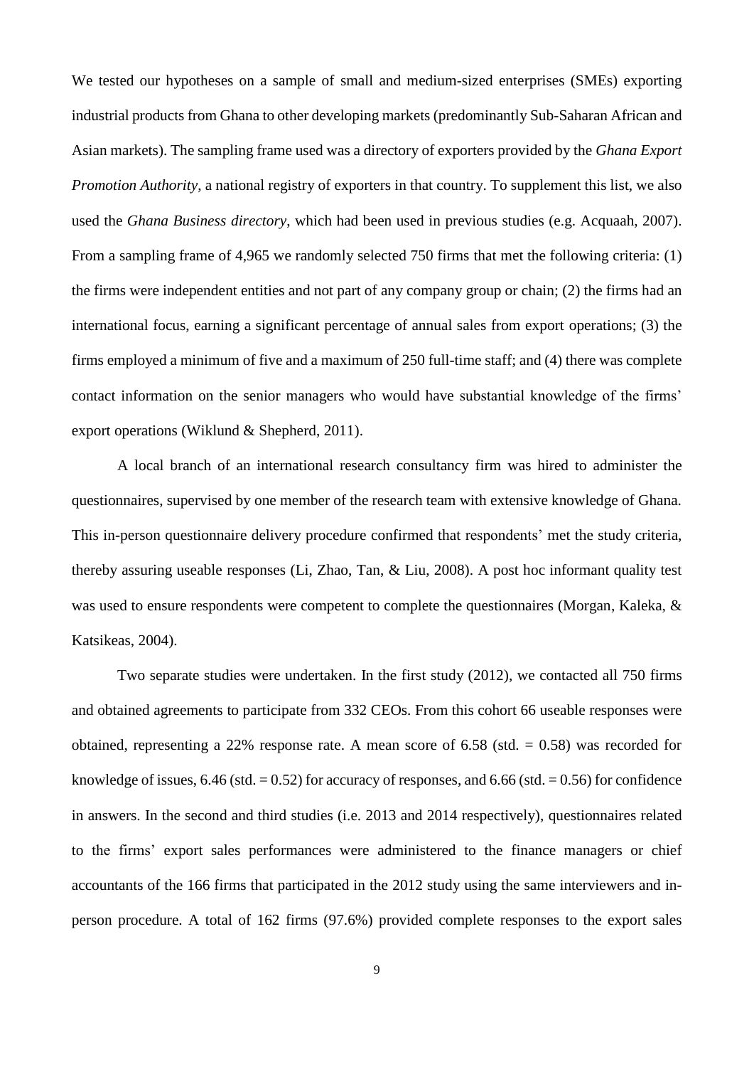We tested our hypotheses on a sample of small and medium-sized enterprises (SMEs) exporting industrial products from Ghana to other developing markets (predominantly Sub-Saharan African and Asian markets). The sampling frame used was a directory of exporters provided by the *Ghana Export Promotion Authority*, a national registry of exporters in that country. To supplement this list, we also used the *Ghana Business directory*, which had been used in previous studies (e.g. Acquaah, 2007). From a sampling frame of 4,965 we randomly selected 750 firms that met the following criteria: (1) the firms were independent entities and not part of any company group or chain; (2) the firms had an international focus, earning a significant percentage of annual sales from export operations; (3) the firms employed a minimum of five and a maximum of 250 full-time staff; and (4) there was complete contact information on the senior managers who would have substantial knowledge of the firms' export operations (Wiklund & Shepherd, 2011).

A local branch of an international research consultancy firm was hired to administer the questionnaires, supervised by one member of the research team with extensive knowledge of Ghana. This in-person questionnaire delivery procedure confirmed that respondents' met the study criteria, thereby assuring useable responses (Li, Zhao, Tan, & Liu, 2008). A post hoc informant quality test was used to ensure respondents were competent to complete the questionnaires (Morgan, Kaleka, & Katsikeas, 2004).

Two separate studies were undertaken. In the first study (2012), we contacted all 750 firms and obtained agreements to participate from 332 CEOs. From this cohort 66 useable responses were obtained, representing a 22% response rate. A mean score of 6.58 (std. = 0.58) was recorded for knowledge of issues, 6.46 (std. = 0.52) for accuracy of responses, and 6.66 (std. = 0.56) for confidence in answers. In the second and third studies (i.e. 2013 and 2014 respectively), questionnaires related to the firms' export sales performances were administered to the finance managers or chief accountants of the 166 firms that participated in the 2012 study using the same interviewers and in-person procedure. A total of 162 firms (97.6%) provided complete responses to the export sales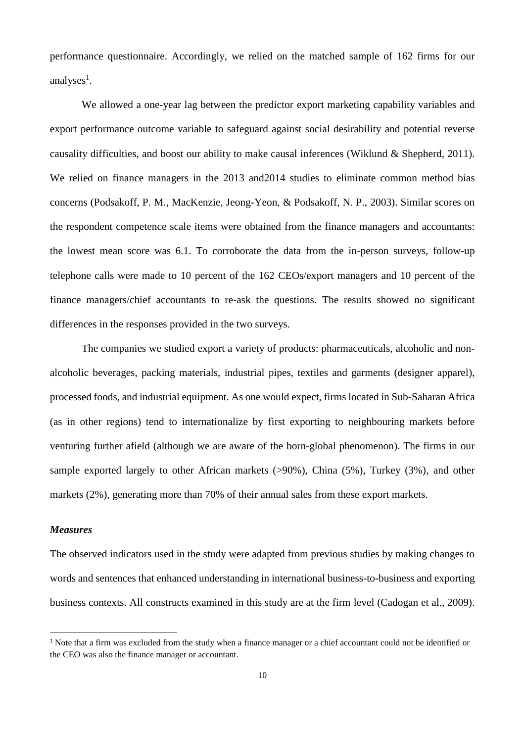performance questionnaire. Accordingly, we relied on the matched sample of 162 firms for our analyses[1].

We allowed a one-year lag between the predictor export marketing capability variables and export performance outcome variable to safeguard against social desirability and potential reverse causality difficulties, and boost our ability to make causal inferences (Wiklund & Shepherd, 2011). We relied on finance managers in the 2013 and2014 studies to eliminate common method bias concerns (Podsakoff, P. M., MacKenzie, Jeong-Yeon, & Podsakoff, N. P., 2003). Similar scores on the respondent competence scale items were obtained from the finance managers and accountants: the lowest mean score was 6.1. To corroborate the data from the in-person surveys, follow-up telephone calls were made to 10 percent of the 162 CEOs/export managers and 10 percent of the finance managers/chief accountants to re-ask the questions. The results showed no significant differences in the responses provided in the two surveys.

The companies we studied export a variety of products: pharmaceuticals, alcoholic and non-alcoholic beverages, packing materials, industrial pipes, textiles and garments (designer apparel), processed foods, and industrial equipment. As one would expect, firms located in Sub-Saharan Africa (as in other regions) tend to internationalize by first exporting to neighbouring markets before venturing further afield (although we are aware of the born-global phenomenon). The firms in our sample exported largely to other African markets (>90%), China (5%), Turkey (3%), and other markets (2%), generating more than 70% of their annual sales from these export markets.

### *Measures*

The observed indicators used in the study were adapted from previous studies by making changes to words and sentences that enhanced understanding in international business-to-business and exporting business contexts. All constructs examined in this study are at the firm level (Cadogan et al., 2009).

[1] Note that a firm was excluded from the study when a finance manager or a chief accountant could not be identified or the CEO was also the finance manager or accountant.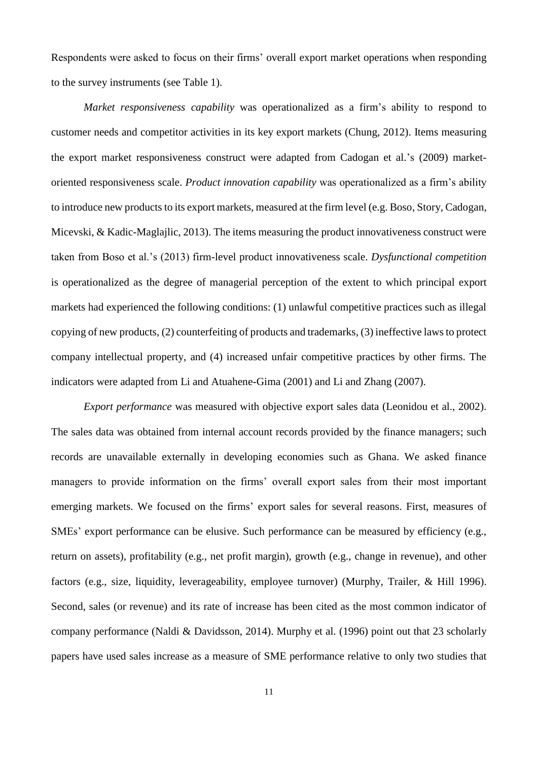Respondents were asked to focus on their firms' overall export market operations when responding to the survey instruments (see Table 1).

*Market responsiveness capability* was operationalized as a firm's ability to respond to customer needs and competitor activities in its key export markets (Chung, 2012). Items measuring the export market responsiveness construct were adapted from Cadogan et al.'s (2009) market-oriented responsiveness scale. *Product innovation capability* was operationalized as a firm's ability to introduce new products to its export markets, measured at the firm level (e.g. Boso, Story, Cadogan, Micevski, & Kadic-Maglajlic, 2013). The items measuring the product innovativeness construct were taken from Boso et al.'s (2013) firm-level product innovativeness scale. *Dysfunctional competition* is operationalized as the degree of managerial perception of the extent to which principal export markets had experienced the following conditions: (1) unlawful competitive practices such as illegal copying of new products, (2) counterfeiting of products and trademarks, (3) ineffective laws to protect company intellectual property, and (4) increased unfair competitive practices by other firms. The indicators were adapted from Li and Atuahene-Gima (2001) and Li and Zhang (2007).

*Export performance* was measured with objective export sales data (Leonidou et al., 2002). The sales data was obtained from internal account records provided by the finance managers; such records are unavailable externally in developing economies such as Ghana. We asked finance managers to provide information on the firms' overall export sales from their most important emerging markets. We focused on the firms' export sales for several reasons. First, measures of SMEs' export performance can be elusive. Such performance can be measured by efficiency (e.g., return on assets), profitability (e.g., net profit margin), growth (e.g., change in revenue), and other factors (e.g., size, liquidity, leverageability, employee turnover) (Murphy, Trailer, & Hill 1996). Second, sales (or revenue) and its rate of increase has been cited as the most common indicator of company performance (Naldi & Davidsson, 2014). Murphy et al. (1996) point out that 23 scholarly papers have used sales increase as a measure of SME performance relative to only two studies that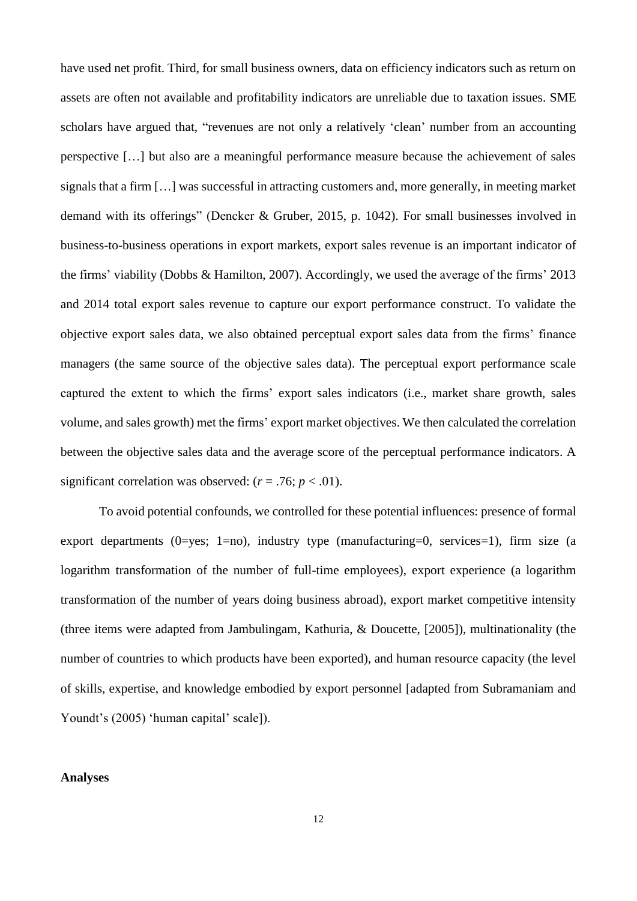have used net profit. Third, for small business owners, data on efficiency indicators such as return on assets are often not available and profitability indicators are unreliable due to taxation issues. SME scholars have argued that, "revenues are not only a relatively 'clean' number from an accounting perspective […] but also are a meaningful performance measure because the achievement of sales signals that a firm […] was successful in attracting customers and, more generally, in meeting market demand with its offerings" (Dencker & Gruber, 2015, p. 1042). For small businesses involved in business-to-business operations in export markets, export sales revenue is an important indicator of the firms' viability (Dobbs & Hamilton, 2007). Accordingly, we used the average of the firms' 2013 and 2014 total export sales revenue to capture our export performance construct. To validate the objective export sales data, we also obtained perceptual export sales data from the firms' finance managers (the same source of the objective sales data). The perceptual export performance scale captured the extent to which the firms' export sales indicators (i.e., market share growth, sales volume, and sales growth) met the firms' export market objectives. We then calculated the correlation between the objective sales data and the average score of the perceptual performance indicators. A significant correlation was observed: ($r = .76$; $p < .01$).

To avoid potential confounds, we controlled for these potential influences: presence of formal export departments (0=yes; 1=no), industry type (manufacturing=0, services=1), firm size (a logarithm transformation of the number of full-time employees), export experience (a logarithm transformation of the number of years doing business abroad), export market competitive intensity (three items were adapted from Jambulingam, Kathuria, & Doucette, [2005]), multinationality (the number of countries to which products have been exported), and human resource capacity (the level of skills, expertise, and knowledge embodied by export personnel [adapted from Subramaniam and Youndt's (2005) 'human capital' scale]).

**Analyses**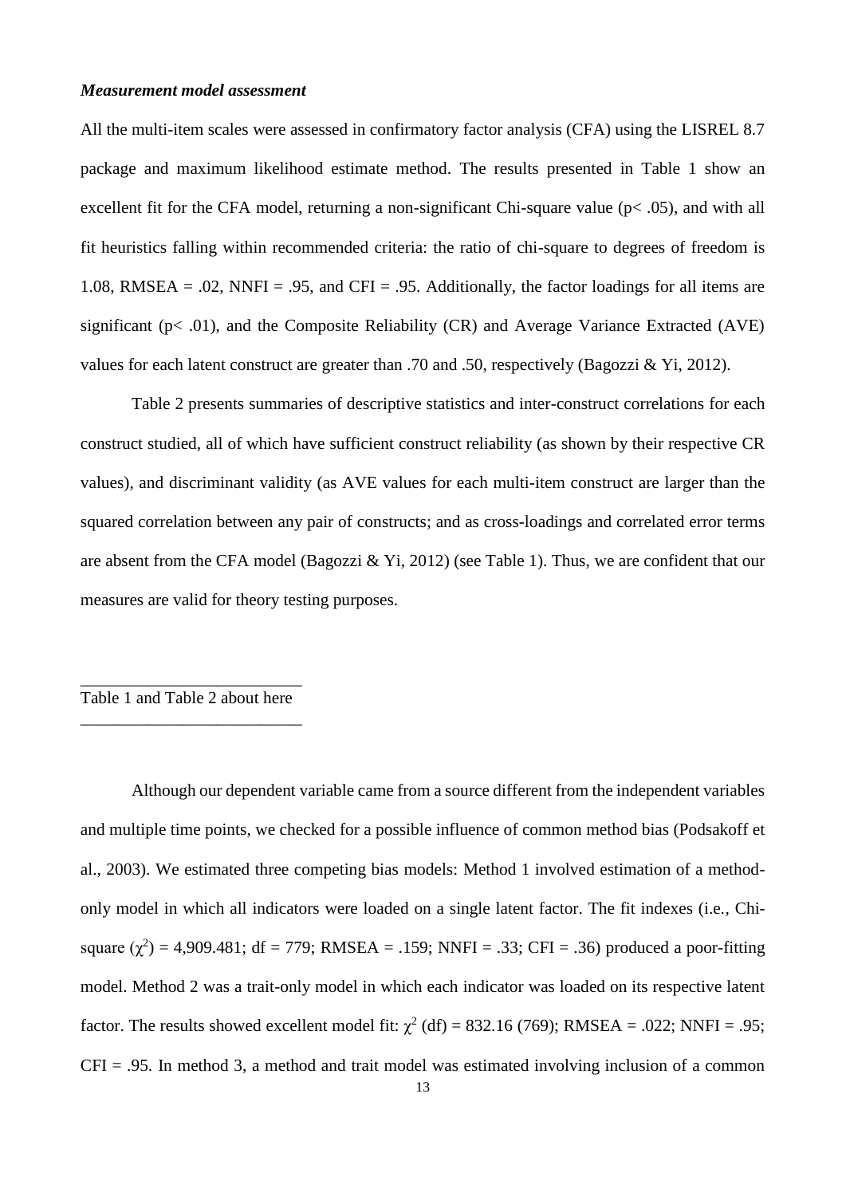***Measurement model assessment***

All the multi-item scales were assessed in confirmatory factor analysis (CFA) using the LISREL 8.7 package and maximum likelihood estimate method. The results presented in Table 1 show an excellent fit for the CFA model, returning a non-significant Chi-square value ($p < .05$), and with all fit heuristics falling within recommended criteria: the ratio of chi-square to degrees of freedom is 1.08, RMSEA = .02, NNFI = .95, and CFI = .95. Additionally, the factor loadings for all items are significant ($p < .01$), and the Composite Reliability (CR) and Average Variance Extracted (AVE) values for each latent construct are greater than .70 and .50, respectively (Bagozzi & Yi, 2012).

Table 2 presents summaries of descriptive statistics and inter-construct correlations for each construct studied, all of which have sufficient construct reliability (as shown by their respective CR values), and discriminant validity (as AVE values for each multi-item construct are larger than the squared correlation between any pair of constructs; and as cross-loadings and correlated error terms are absent from the CFA model (Bagozzi & Yi, 2012) (see Table 1). Thus, we are confident that our measures are valid for theory testing purposes.

---

Table 1 and Table 2 about here

---

Although our dependent variable came from a source different from the independent variables and multiple time points, we checked for a possible influence of common method bias (Podsakoff et al., 2003). We estimated three competing bias models: Method 1 involved estimation of a method-only model in which all indicators were loaded on a single latent factor. The fit indexes (i.e., Chi-square ($\chi^2$) = 4,909.481; df = 779; RMSEA = .159; NNFI = .33; CFI = .36) produced a poor-fitting model. Method 2 was a trait-only model in which each indicator was loaded on its respective latent factor. The results showed excellent model fit: $\chi^2$ (df) = 832.16 (769); RMSEA = .022; NNFI = .95; CFI = .95. In method 3, a method and trait model was estimated involving inclusion of a common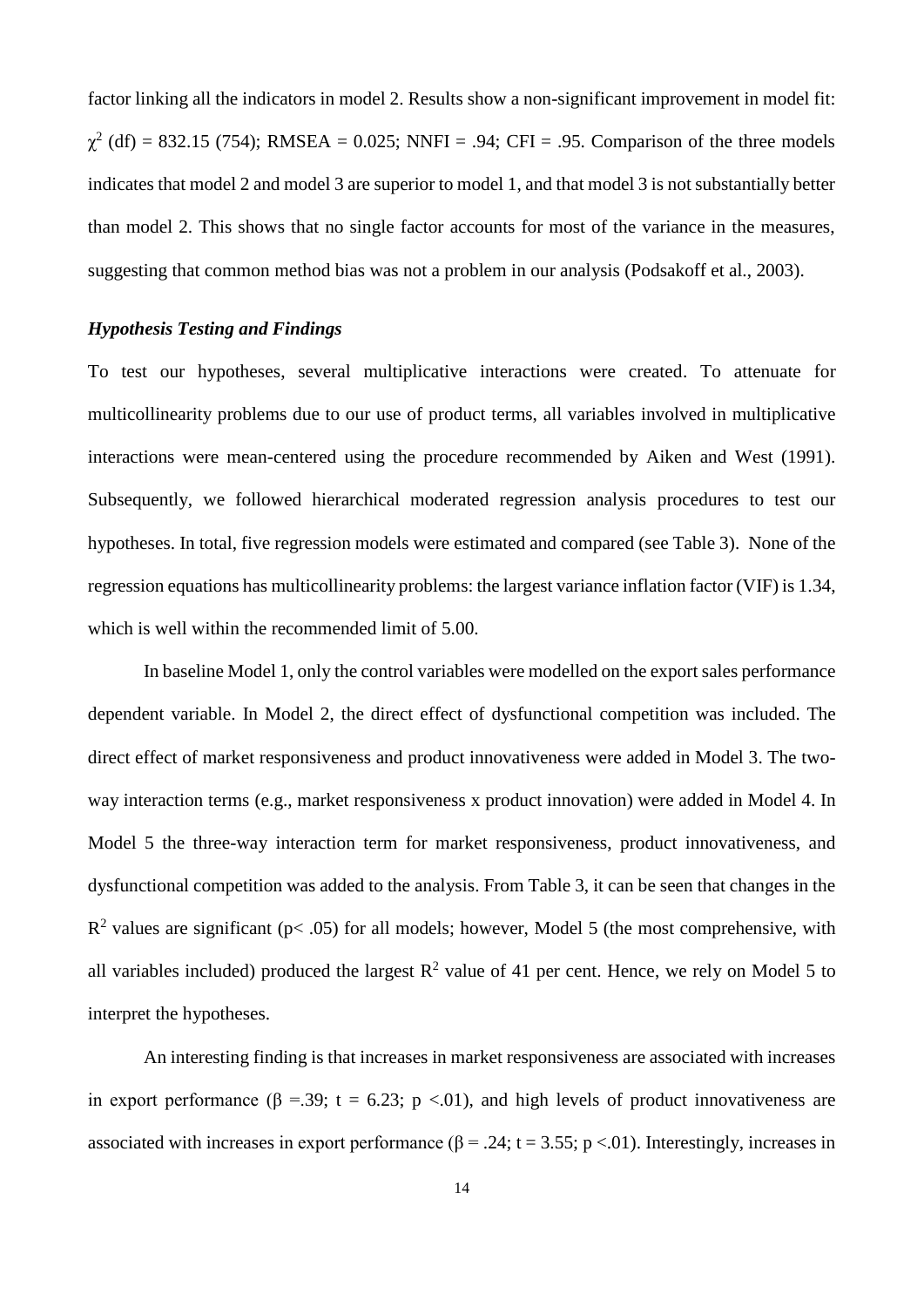factor linking all the indicators in model 2. Results show a non-significant improvement in model fit: $\chi^2$ (df) = 832.15 (754); RMSEA = 0.025; NNFI = .94; CFI = .95. Comparison of the three models indicates that model 2 and model 3 are superior to model 1, and that model 3 is not substantially better than model 2. This shows that no single factor accounts for most of the variance in the measures, suggesting that common method bias was not a problem in our analysis (Podsakoff et al., 2003).

### *Hypothesis Testing and Findings*

To test our hypotheses, several multiplicative interactions were created. To attenuate for multicollinearity problems due to our use of product terms, all variables involved in multiplicative interactions were mean-centered using the procedure recommended by Aiken and West (1991). Subsequently, we followed hierarchical moderated regression analysis procedures to test our hypotheses. In total, five regression models were estimated and compared (see Table 3). None of the regression equations has multicollinearity problems: the largest variance inflation factor (VIF) is 1.34, which is well within the recommended limit of 5.00.

In baseline Model 1, only the control variables were modelled on the export sales performance dependent variable. In Model 2, the direct effect of dysfunctional competition was included. The direct effect of market responsiveness and product innovativeness were added in Model 3. The two-way interaction terms (e.g., market responsiveness x product innovation) were added in Model 4. In Model 5 the three-way interaction term for market responsiveness, product innovativeness, and dysfunctional competition was added to the analysis. From Table 3, it can be seen that changes in the $R^2$ values are significant ($p < .05$) for all models; however, Model 5 (the most comprehensive, with all variables included) produced the largest $R^2$ value of 41 per cent. Hence, we rely on Model 5 to interpret the hypotheses.

An interesting finding is that increases in market responsiveness are associated with increases in export performance ($\beta = .39$; $t = 6.23$; $p < .01$), and high levels of product innovativeness are associated with increases in export performance ($\beta = .24$; $t = 3.55$; $p < .01$). Interestingly, increases in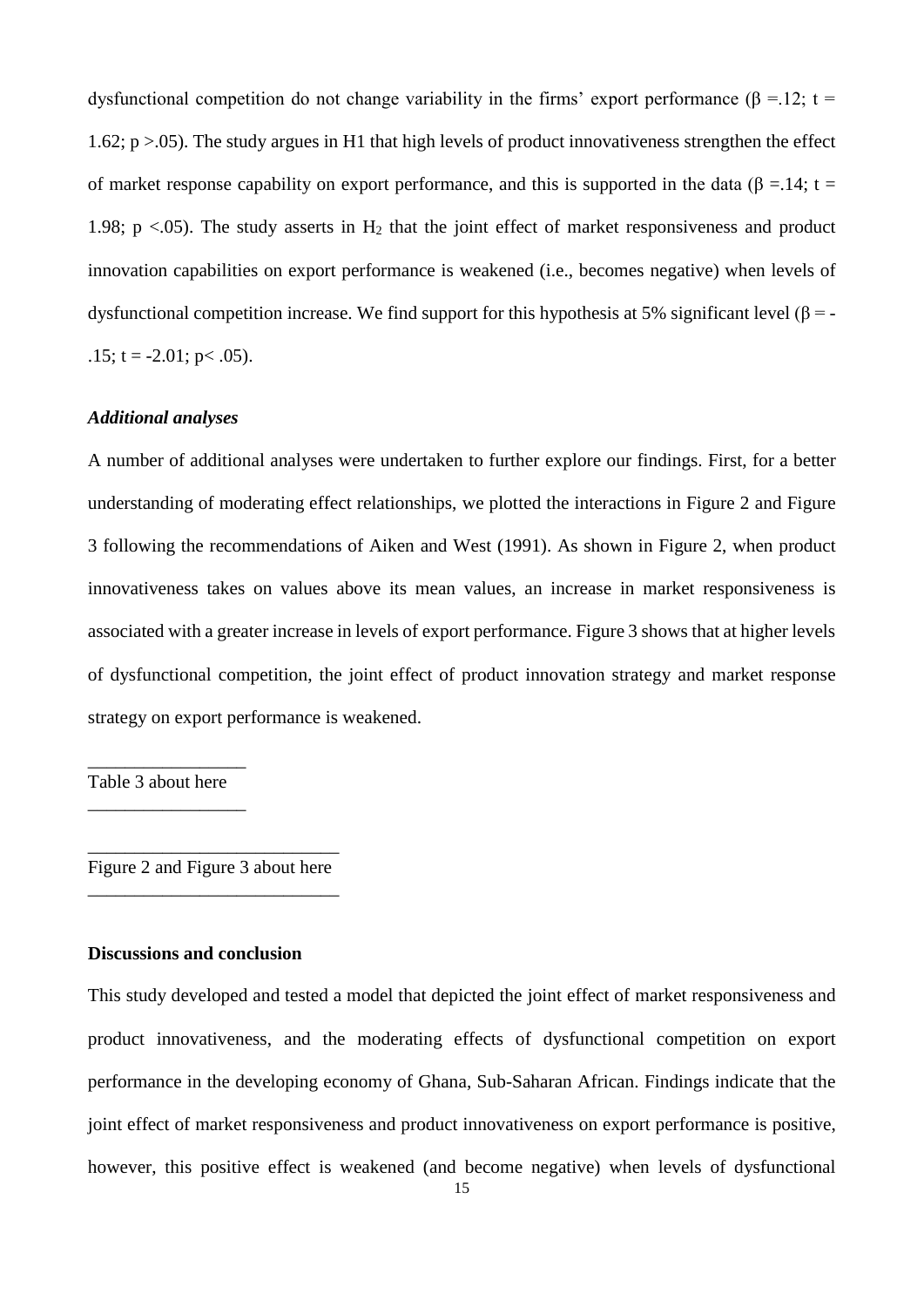dysfunctional competition do not change variability in the firms' export performance ($\beta$ =.12; t = 1.62; $p$ >.05). The study argues in H1 that high levels of product innovativeness strengthen the effect of market response capability on export performance, and this is supported in the data ($\beta$ =.14; t = 1.98; $p$ <.05). The study asserts in $H_2$ that the joint effect of market responsiveness and product innovation capabilities on export performance is weakened (i.e., becomes negative) when levels of dysfunctional competition increase. We find support for this hypothesis at 5% significant level ($\beta$ = -.15; t = -2.01; $p$< .05).

***Additional analyses***

A number of additional analyses were undertaken to further explore our findings. First, for a better understanding of moderating effect relationships, we plotted the interactions in Figure 2 and Figure 3 following the recommendations of Aiken and West (1991). As shown in Figure 2, when product innovativeness takes on values above its mean values, an increase in market responsiveness is associated with a greater increase in levels of export performance. Figure 3 shows that at higher levels of dysfunctional competition, the joint effect of product innovation strategy and market response strategy on export performance is weakened.

________________

Table 3 about here

________________

__________________________

Figure 2 and Figure 3 about here

__________________________

**Discussions and conclusion**

This study developed and tested a model that depicted the joint effect of market responsiveness and product innovativeness, and the moderating effects of dysfunctional competition on export performance in the developing economy of Ghana, Sub-Saharan African. Findings indicate that the joint effect of market responsiveness and product innovativeness on export performance is positive, however, this positive effect is weakened (and become negative) when levels of dysfunctional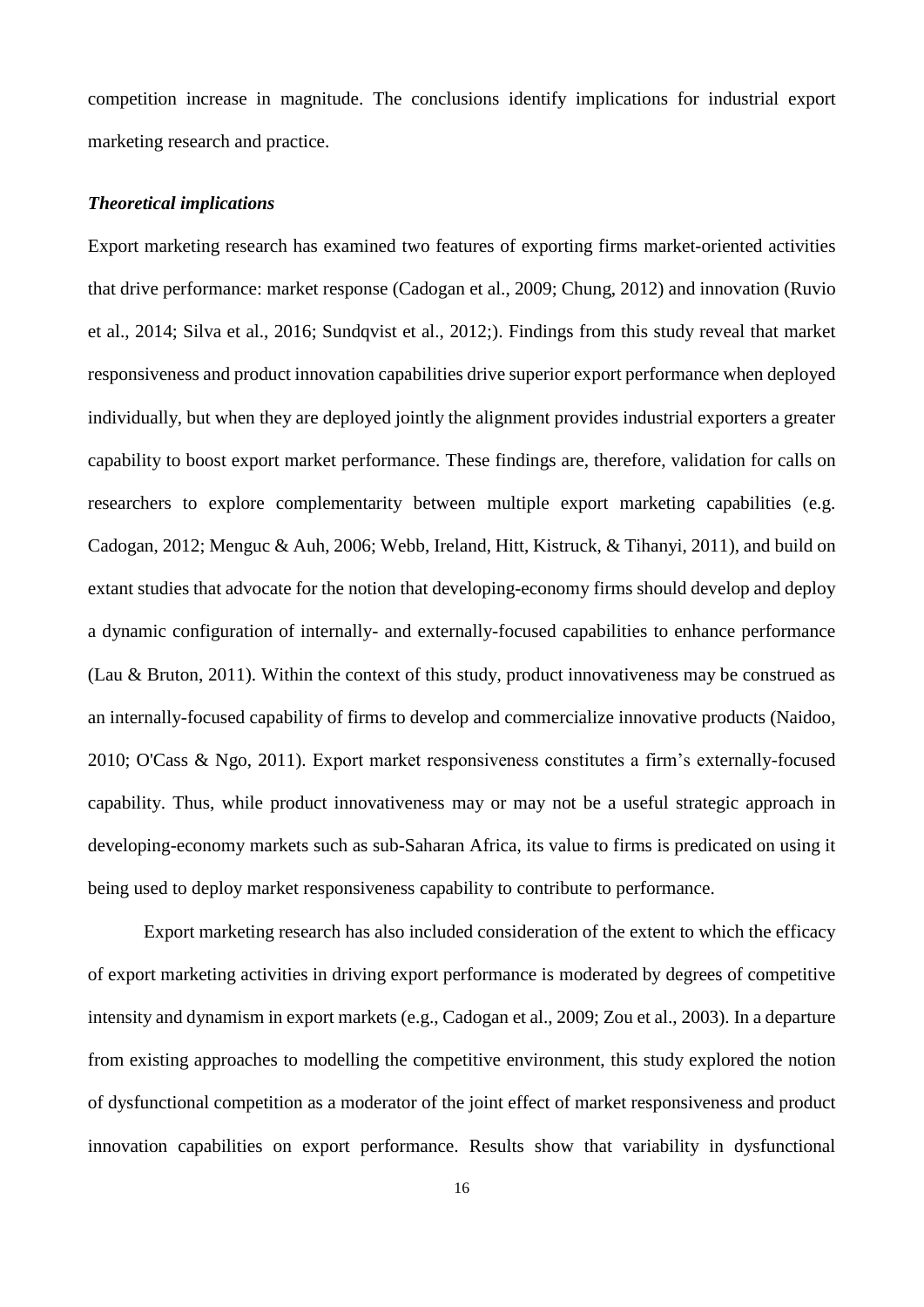competition increase in magnitude. The conclusions identify implications for industrial export marketing research and practice.

### *Theoretical implications*

Export marketing research has examined two features of exporting firms market-oriented activities that drive performance: market response (Cadogan et al., 2009; Chung, 2012) and innovation (Ruvio et al., 2014; Silva et al., 2016; Sundqvist et al., 2012;). Findings from this study reveal that market responsiveness and product innovation capabilities drive superior export performance when deployed individually, but when they are deployed jointly the alignment provides industrial exporters a greater capability to boost export market performance. These findings are, therefore, validation for calls on researchers to explore complementarity between multiple export marketing capabilities (e.g. Cadogan, 2012; Menguc & Auh, 2006; Webb, Ireland, Hitt, Kistruck, & Tihanyi, 2011), and build on extant studies that advocate for the notion that developing-economy firms should develop and deploy a dynamic configuration of internally- and externally-focused capabilities to enhance performance (Lau & Bruton, 2011). Within the context of this study, product innovativeness may be construed as an internally-focused capability of firms to develop and commercialize innovative products (Naidoo, 2010; O'Cass & Ngo, 2011). Export market responsiveness constitutes a firm's externally-focused capability. Thus, while product innovativeness may or may not be a useful strategic approach in developing-economy markets such as sub-Saharan Africa, its value to firms is predicated on using it being used to deploy market responsiveness capability to contribute to performance.

Export marketing research has also included consideration of the extent to which the efficacy of export marketing activities in driving export performance is moderated by degrees of competitive intensity and dynamism in export markets (e.g., Cadogan et al., 2009; Zou et al., 2003). In a departure from existing approaches to modelling the competitive environment, this study explored the notion of dysfunctional competition as a moderator of the joint effect of market responsiveness and product innovation capabilities on export performance. Results show that variability in dysfunctional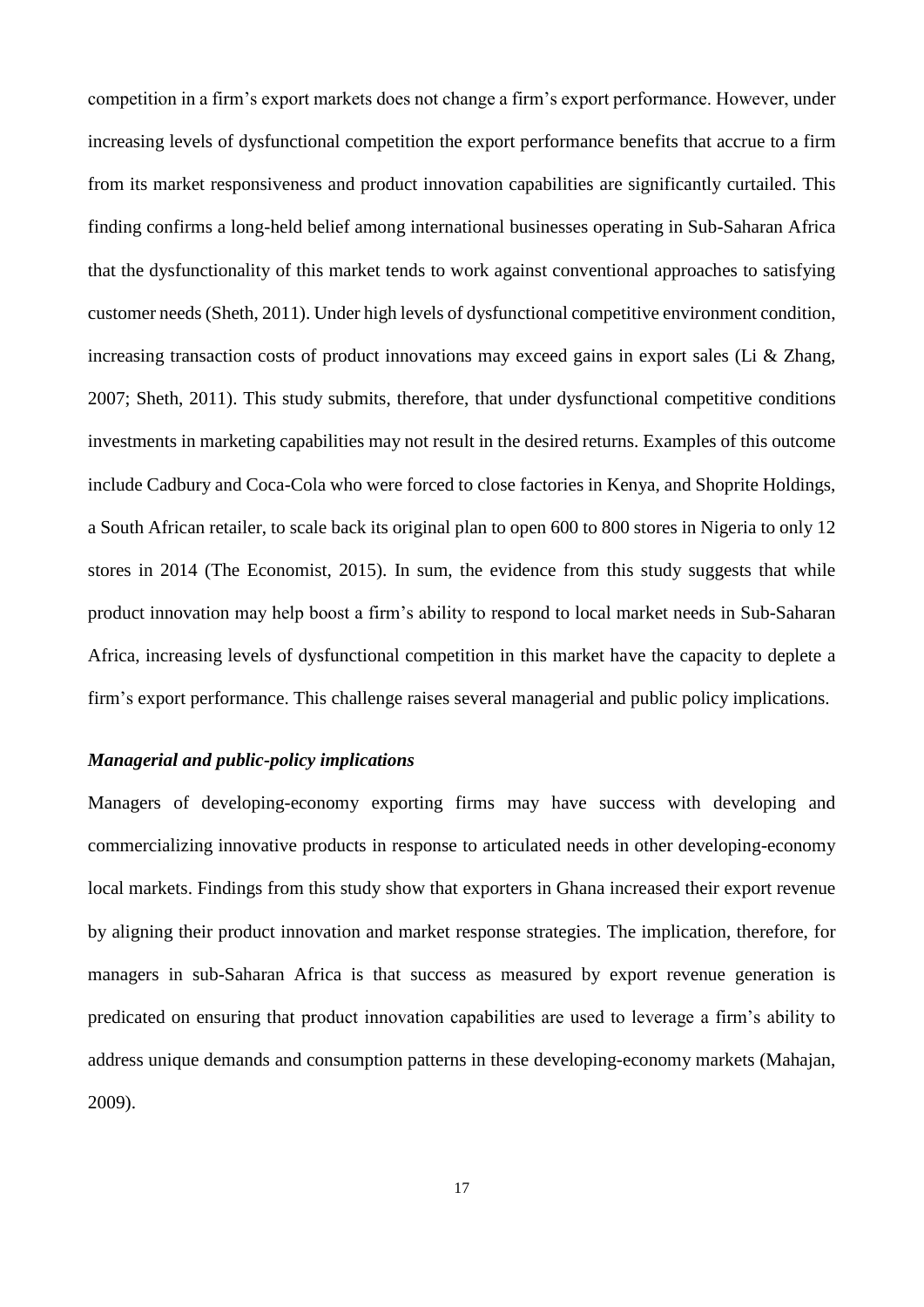competition in a firm's export markets does not change a firm's export performance. However, under increasing levels of dysfunctional competition the export performance benefits that accrue to a firm from its market responsiveness and product innovation capabilities are significantly curtailed. This finding confirms a long-held belief among international businesses operating in Sub-Saharan Africa that the dysfunctionality of this market tends to work against conventional approaches to satisfying customer needs (Sheth, 2011). Under high levels of dysfunctional competitive environment condition, increasing transaction costs of product innovations may exceed gains in export sales (Li & Zhang, 2007; Sheth, 2011). This study submits, therefore, that under dysfunctional competitive conditions investments in marketing capabilities may not result in the desired returns. Examples of this outcome include Cadbury and Coca-Cola who were forced to close factories in Kenya, and Shoprite Holdings, a South African retailer, to scale back its original plan to open 600 to 800 stores in Nigeria to only 12 stores in 2014 (The Economist, 2015). In sum, the evidence from this study suggests that while product innovation may help boost a firm's ability to respond to local market needs in Sub-Saharan Africa, increasing levels of dysfunctional competition in this market have the capacity to deplete a firm's export performance. This challenge raises several managerial and public policy implications.

### *Managerial and public-policy implications*

Managers of developing-economy exporting firms may have success with developing and commercializing innovative products in response to articulated needs in other developing-economy local markets. Findings from this study show that exporters in Ghana increased their export revenue by aligning their product innovation and market response strategies. The implication, therefore, for managers in sub-Saharan Africa is that success as measured by export revenue generation is predicated on ensuring that product innovation capabilities are used to leverage a firm's ability to address unique demands and consumption patterns in these developing-economy markets (Mahajan, 2009).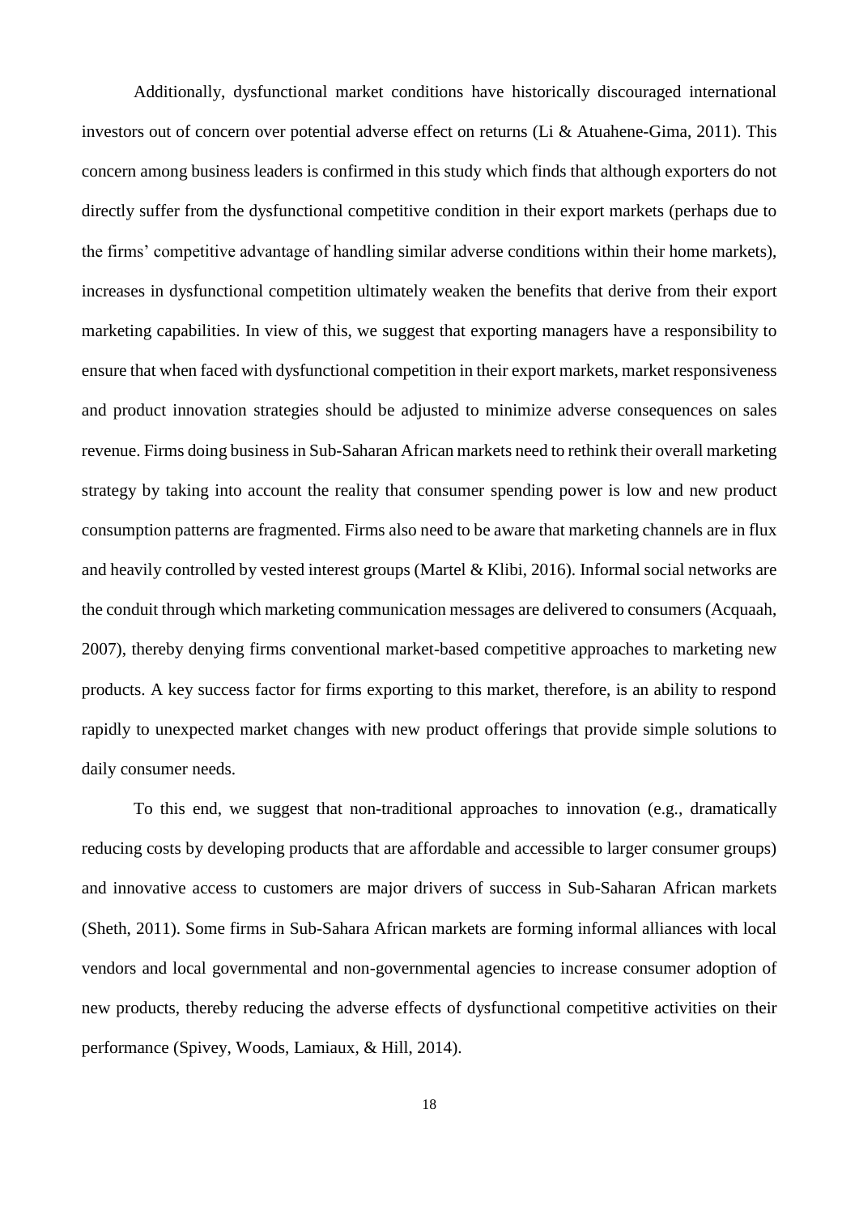Additionally, dysfunctional market conditions have historically discouraged international investors out of concern over potential adverse effect on returns (Li & Atuahene-Gima, 2011). This concern among business leaders is confirmed in this study which finds that although exporters do not directly suffer from the dysfunctional competitive condition in their export markets (perhaps due to the firms' competitive advantage of handling similar adverse conditions within their home markets), increases in dysfunctional competition ultimately weaken the benefits that derive from their export marketing capabilities. In view of this, we suggest that exporting managers have a responsibility to ensure that when faced with dysfunctional competition in their export markets, market responsiveness and product innovation strategies should be adjusted to minimize adverse consequences on sales revenue. Firms doing business in Sub-Saharan African markets need to rethink their overall marketing strategy by taking into account the reality that consumer spending power is low and new product consumption patterns are fragmented. Firms also need to be aware that marketing channels are in flux and heavily controlled by vested interest groups (Martel & Klibi, 2016). Informal social networks are the conduit through which marketing communication messages are delivered to consumers (Acquaah, 2007), thereby denying firms conventional market-based competitive approaches to marketing new products. A key success factor for firms exporting to this market, therefore, is an ability to respond rapidly to unexpected market changes with new product offerings that provide simple solutions to daily consumer needs.

To this end, we suggest that non-traditional approaches to innovation (e.g., dramatically reducing costs by developing products that are affordable and accessible to larger consumer groups) and innovative access to customers are major drivers of success in Sub-Saharan African markets (Sheth, 2011). Some firms in Sub-Sahara African markets are forming informal alliances with local vendors and local governmental and non-governmental agencies to increase consumer adoption of new products, thereby reducing the adverse effects of dysfunctional competitive activities on their performance (Spivey, Woods, Lamiaux, & Hill, 2014).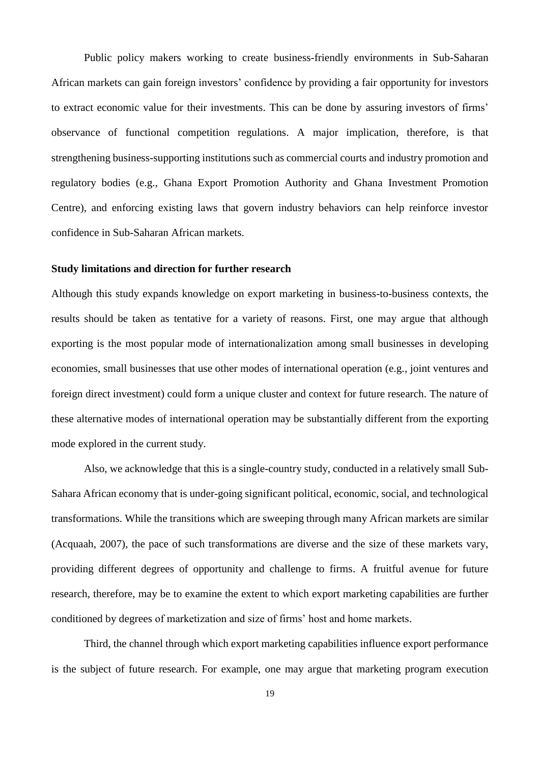Public policy makers working to create business-friendly environments in Sub-Saharan African markets can gain foreign investors' confidence by providing a fair opportunity for investors to extract economic value for their investments. This can be done by assuring investors of firms' observance of functional competition regulations. A major implication, therefore, is that strengthening business-supporting institutions such as commercial courts and industry promotion and regulatory bodies (e.g., Ghana Export Promotion Authority and Ghana Investment Promotion Centre), and enforcing existing laws that govern industry behaviors can help reinforce investor confidence in Sub-Saharan African markets.

**Study limitations and direction for further research**

Although this study expands knowledge on export marketing in business-to-business contexts, the results should be taken as tentative for a variety of reasons. First, one may argue that although exporting is the most popular mode of internationalization among small businesses in developing economies, small businesses that use other modes of international operation (e.g., joint ventures and foreign direct investment) could form a unique cluster and context for future research. The nature of these alternative modes of international operation may be substantially different from the exporting mode explored in the current study.

Also, we acknowledge that this is a single-country study, conducted in a relatively small Sub-Sahara African economy that is under-going significant political, economic, social, and technological transformations. While the transitions which are sweeping through many African markets are similar (Acquaah, 2007), the pace of such transformations are diverse and the size of these markets vary, providing different degrees of opportunity and challenge to firms. A fruitful avenue for future research, therefore, may be to examine the extent to which export marketing capabilities are further conditioned by degrees of marketization and size of firms' host and home markets.

Third, the channel through which export marketing capabilities influence export performance is the subject of future research. For example, one may argue that marketing program execution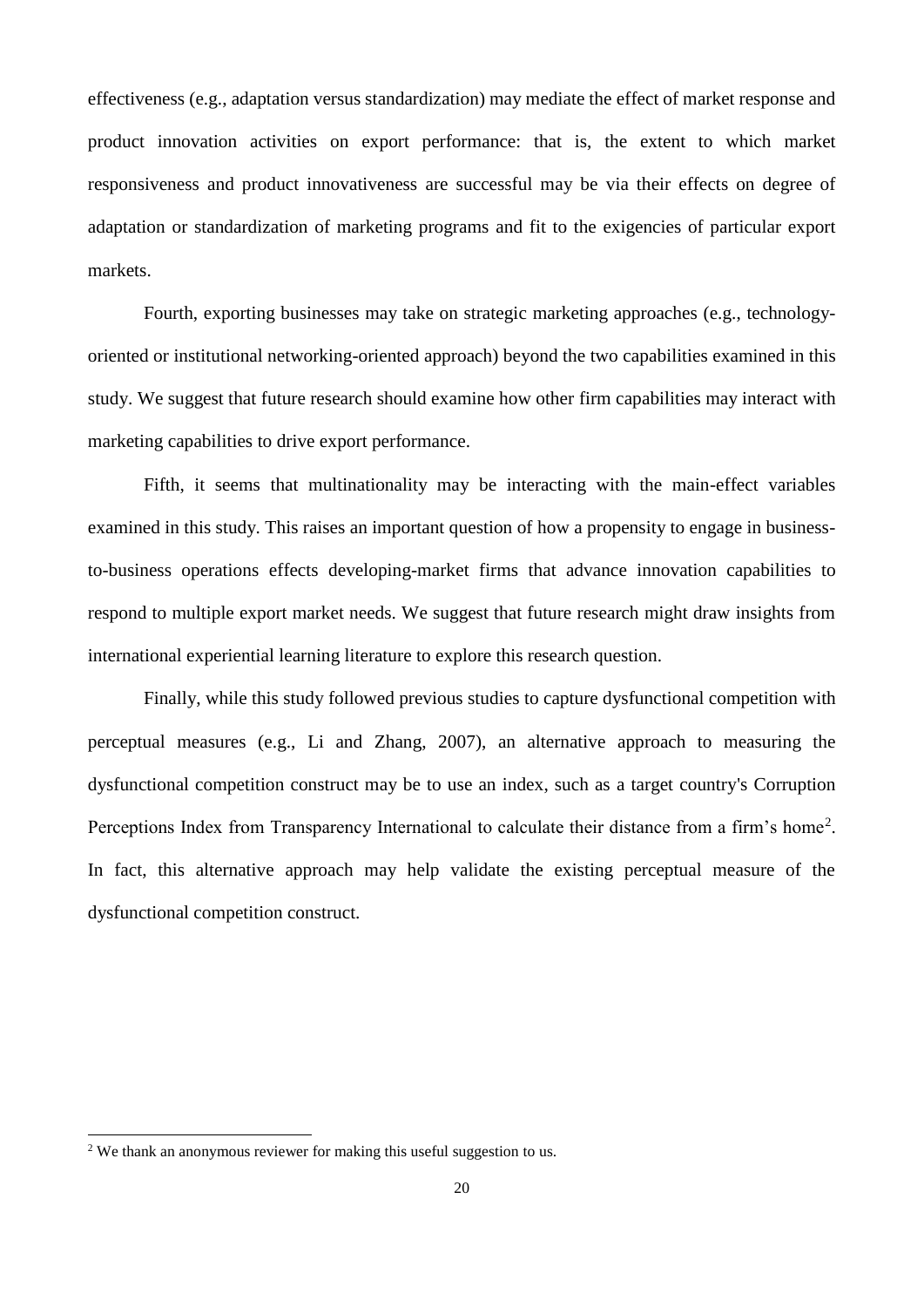effectiveness (e.g., adaptation versus standardization) may mediate the effect of market response and product innovation activities on export performance: that is, the extent to which market responsiveness and product innovativeness are successful may be via their effects on degree of adaptation or standardization of marketing programs and fit to the exigencies of particular export markets.

Fourth, exporting businesses may take on strategic marketing approaches (e.g., technology-oriented or institutional networking-oriented approach) beyond the two capabilities examined in this study. We suggest that future research should examine how other firm capabilities may interact with marketing capabilities to drive export performance.

Fifth, it seems that multinationality may be interacting with the main-effect variables examined in this study. This raises an important question of how a propensity to engage in business-to-business operations effects developing-market firms that advance innovation capabilities to respond to multiple export market needs. We suggest that future research might draw insights from international experiential learning literature to explore this research question.

Finally, while this study followed previous studies to capture dysfunctional competition with perceptual measures (e.g., Li and Zhang, 2007), an alternative approach to measuring the dysfunctional competition construct may be to use an index, such as a target country's Corruption Perceptions Index from Transparency International to calculate their distance from a firm's home[2]. In fact, this alternative approach may help validate the existing perceptual measure of the dysfunctional competition construct.

[2] We thank an anonymous reviewer for making this useful suggestion to us.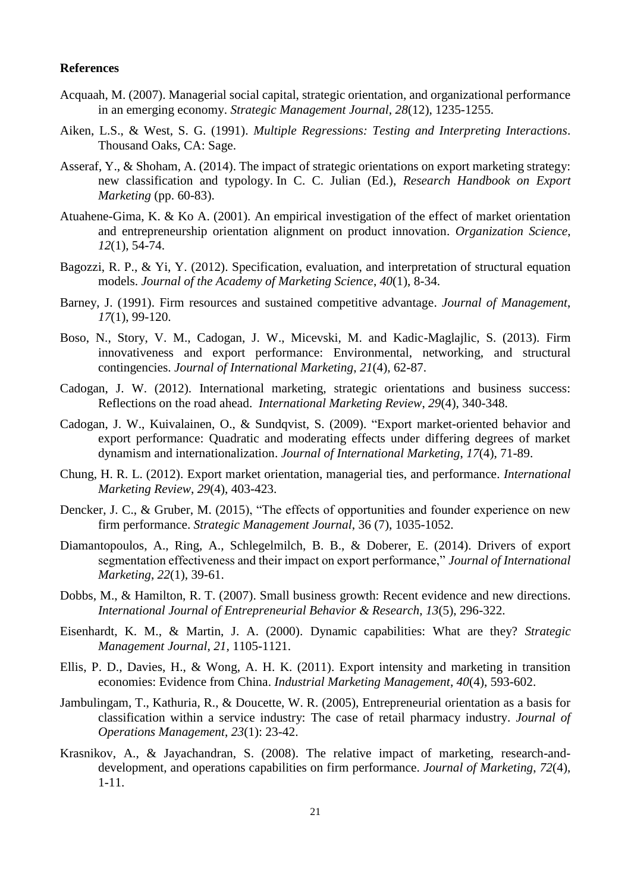**References**

Acquaah, M. (2007). Managerial social capital, strategic orientation, and organizational performance in an emerging economy. *Strategic Management Journal*, *28*(12), 1235-1255.

Aiken, L.S., & West, S. G. (1991). *Multiple Regressions: Testing and Interpreting Interactions*. Thousand Oaks, CA: Sage.

Asseraf, Y., & Shoham, A. (2014). The impact of strategic orientations on export marketing strategy: new classification and typology. In C. C. Julian (Ed.), *Research Handbook on Export Marketing* (pp. 60-83).

Atuahene-Gima, K. & Ko A. (2001). An empirical investigation of the effect of market orientation and entrepreneurship orientation alignment on product innovation. *Organization Science*, *12*(1), 54-74.

Bagozzi, R. P., & Yi, Y. (2012). Specification, evaluation, and interpretation of structural equation models. *Journal of the Academy of Marketing Science*, *40*(1), 8-34.

Barney, J. (1991). Firm resources and sustained competitive advantage. *Journal of Management*, *17*(1), 99-120.

Boso, N., Story, V. M., Cadogan, J. W., Micevski, M. and Kadic-Maglajlic, S. (2013). Firm innovativeness and export performance: Environmental, networking, and structural contingencies. *Journal of International Marketing*, *21*(4), 62-87.

Cadogan, J. W. (2012). International marketing, strategic orientations and business success: Reflections on the road ahead. *International Marketing Review*, *29*(4), 340-348.

Cadogan, J. W., Kuivalainen, O., & Sundqvist, S. (2009). "Export market-oriented behavior and export performance: Quadratic and moderating effects under differing degrees of market dynamism and internationalization. *Journal of International Marketing*, *17*(4), 71-89.

Chung, H. R. L. (2012). Export market orientation, managerial ties, and performance. *International Marketing Review*, *29*(4), 403-423.

Dencker, J. C., & Gruber, M. (2015), "The effects of opportunities and founder experience on new firm performance. *Strategic Management Journal*, 36 (7), 1035-1052.

Diamantopoulos, A., Ring, A., Schlegelmilch, B. B., & Doberer, E. (2014). Drivers of export segmentation effectiveness and their impact on export performance," *Journal of International Marketing*, *22*(1), 39-61.

Dobbs, M., & Hamilton, R. T. (2007). Small business growth: Recent evidence and new directions. *International Journal of Entrepreneurial Behavior & Research*, *13*(5), 296-322.

Eisenhardt, K. M., & Martin, J. A. (2000). Dynamic capabilities: What are they? *Strategic Management Journal*, *21*, 1105-1121.

Ellis, P. D., Davies, H., & Wong, A. H. K. (2011). Export intensity and marketing in transition economies: Evidence from China. *Industrial Marketing Management*, *40*(4), 593-602.

Jambulingam, T., Kathuria, R., & Doucette, W. R. (2005), Entrepreneurial orientation as a basis for classification within a service industry: The case of retail pharmacy industry. *Journal of Operations Management*, *23*(1): 23-42.

Krasnikov, A., & Jayachandran, S. (2008). The relative impact of marketing, research-and-development, and operations capabilities on firm performance. *Journal of Marketing*, *72*(4), 1-11.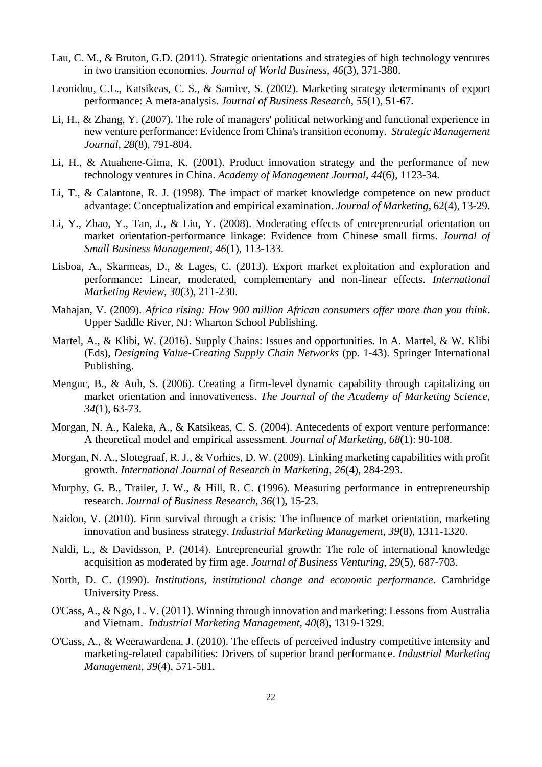Lau, C. M., & Bruton, G.D. (2011). Strategic orientations and strategies of high technology ventures in two transition economies. *Journal of World Business*, *46*(3), 371-380.

Leonidou, C.L., Katsikeas, C. S., & Samiee, S. (2002). Marketing strategy determinants of export performance: A meta-analysis. *Journal of Business Research*, *55*(1), 51-67.

Li, H., & Zhang, Y. (2007). The role of managers' political networking and functional experience in new venture performance: Evidence from China's transition economy. *Strategic Management Journal*, *28*(8), 791-804.

Li, H., & Atuahene-Gima, K. (2001). Product innovation strategy and the performance of new technology ventures in China. *Academy of Management Journal*, *44*(6), 1123-34.

Li, T., & Calantone, R. J. (1998). The impact of market knowledge competence on new product advantage: Conceptualization and empirical examination. *Journal of Marketing*, 62(4), 13-29.

Li, Y., Zhao, Y., Tan, J., & Liu, Y. (2008). Moderating effects of entrepreneurial orientation on market orientation-performance linkage: Evidence from Chinese small firms. *Journal of Small Business Management*, *46*(1), 113-133.

Lisboa, A., Skarmeas, D., & Lages, C. (2013). Export market exploitation and exploration and performance: Linear, moderated, complementary and non-linear effects. *International Marketing Review*, *30*(3), 211-230.

Mahajan, V. (2009). *Africa rising: How 900 million African consumers offer more than you think*. Upper Saddle River, NJ: Wharton School Publishing.

Martel, A., & Klibi, W. (2016). Supply Chains: Issues and opportunities. In A. Martel, & W. Klibi (Eds), *Designing Value-Creating Supply Chain Networks* (pp. 1-43). Springer International Publishing.

Menguc, B., & Auh, S. (2006). Creating a firm-level dynamic capability through capitalizing on market orientation and innovativeness. *The Journal of the Academy of Marketing Science*, *34*(1), 63-73.

Morgan, N. A., Kaleka, A., & Katsikeas, C. S. (2004). Antecedents of export venture performance: A theoretical model and empirical assessment. *Journal of Marketing*, *68*(1): 90-108.

Morgan, N. A., Slotegraaf, R. J., & Vorhies, D. W. (2009). Linking marketing capabilities with profit growth. *International Journal of Research in Marketing*, *26*(4), 284-293.

Murphy, G. B., Trailer, J. W., & Hill, R. C. (1996). Measuring performance in entrepreneurship research. *Journal of Business Research*, *36*(1), 15-23.

Naidoo, V. (2010). Firm survival through a crisis: The influence of market orientation, marketing innovation and business strategy. *Industrial Marketing Management*, *39*(8), 1311-1320.

Naldi, L., & Davidsson, P. (2014). Entrepreneurial growth: The role of international knowledge acquisition as moderated by firm age. *Journal of Business Venturing*, *29*(5), 687-703.

North, D. C. (1990). *Institutions, institutional change and economic performance*. Cambridge University Press.

O'Cass, A., & Ngo, L. V. (2011). Winning through innovation and marketing: Lessons from Australia and Vietnam. *Industrial Marketing Management*, *40*(8), 1319-1329.

O'Cass, A., & Weerawardena, J. (2010). The effects of perceived industry competitive intensity and marketing-related capabilities: Drivers of superior brand performance. *Industrial Marketing Management*, *39*(4), 571-581.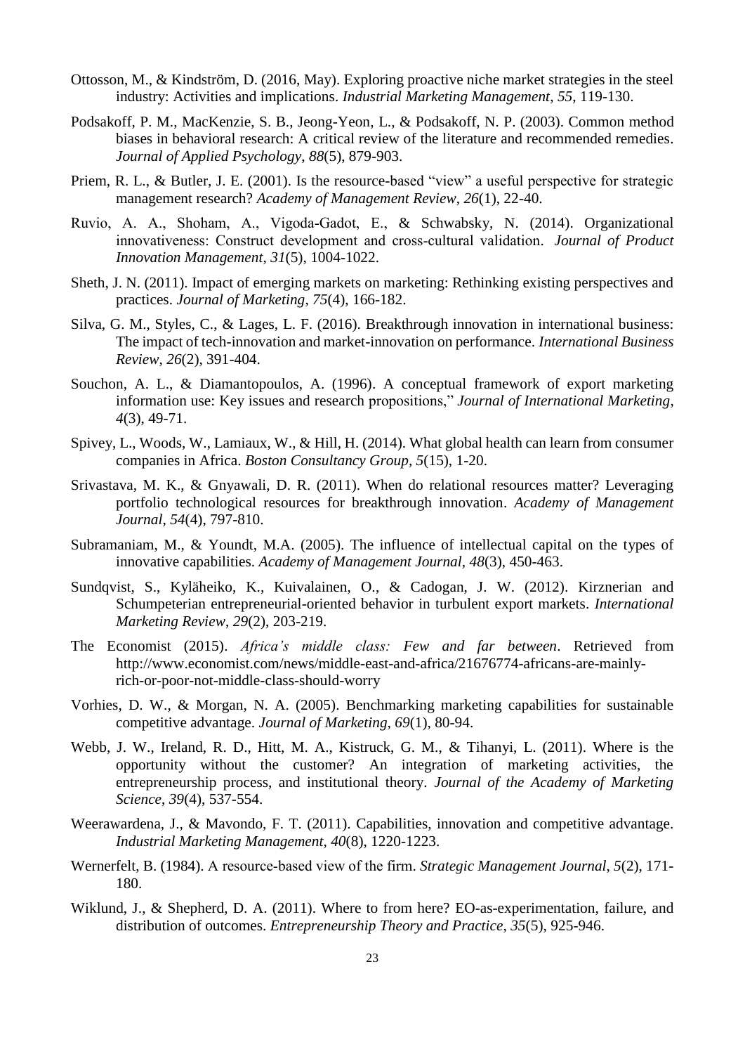Ottosson, M., & Kindström, D. (2016, May). Exploring proactive niche market strategies in the steel industry: Activities and implications. *Industrial Marketing Management*, *55*, 119-130.

Podsakoff, P. M., MacKenzie, S. B., Jeong-Yeon, L., & Podsakoff, N. P. (2003). Common method biases in behavioral research: A critical review of the literature and recommended remedies. *Journal of Applied Psychology*, *88*(5), 879-903.

Priem, R. L., & Butler, J. E. (2001). Is the resource-based "view" a useful perspective for strategic management research? *Academy of Management Review*, *26*(1), 22-40.

Ruvio, A. A., Shoham, A., Vigoda-Gadot, E., & Schwabsky, N. (2014). Organizational innovativeness: Construct development and cross-cultural validation. *Journal of Product Innovation Management*, *31*(5), 1004-1022.

Sheth, J. N. (2011). Impact of emerging markets on marketing: Rethinking existing perspectives and practices. *Journal of Marketing*, *75*(4), 166-182.

Silva, G. M., Styles, C., & Lages, L. F. (2016). Breakthrough innovation in international business: The impact of tech-innovation and market-innovation on performance. *International Business Review*, *26*(2), 391-404.

Souchon, A. L., & Diamantopoulos, A. (1996). A conceptual framework of export marketing information use: Key issues and research propositions," *Journal of International Marketing*, *4*(3), 49-71.

Spivey, L., Woods, W., Lamiaux, W., & Hill, H. (2014). What global health can learn from consumer companies in Africa. *Boston Consultancy Group*, *5*(15), 1-20.

Srivastava, M. K., & Gnyawali, D. R. (2011). When do relational resources matter? Leveraging portfolio technological resources for breakthrough innovation. *Academy of Management Journal*, *54*(4), 797-810.

Subramaniam, M., & Youndt, M.A. (2005). The influence of intellectual capital on the types of innovative capabilities. *Academy of Management Journal*, *48*(3), 450-463.

Sundqvist, S., Kyläheiko, K., Kuivalainen, O., & Cadogan, J. W. (2012). Kirznerian and Schumpeterian entrepreneurial-oriented behavior in turbulent export markets. *International Marketing Review*, *29*(2), 203-219.

The Economist (2015). *Africa's middle class: Few and far between*. Retrieved from http://www.economist.com/news/middle-east-and-africa/21676774-africans-are-mainly-rich-or-poor-not-middle-class-should-worry

Vorhies, D. W., & Morgan, N. A. (2005). Benchmarking marketing capabilities for sustainable competitive advantage. *Journal of Marketing*, *69*(1), 80-94.

Webb, J. W., Ireland, R. D., Hitt, M. A., Kistruck, G. M., & Tihanyi, L. (2011). Where is the opportunity without the customer? An integration of marketing activities, the entrepreneurship process, and institutional theory. *Journal of the Academy of Marketing Science*, *39*(4), 537-554.

Weerawardena, J., & Mavondo, F. T. (2011). Capabilities, innovation and competitive advantage. *Industrial Marketing Management*, *40*(8), 1220-1223.

Wernerfelt, B. (1984). A resource-based view of the firm. *Strategic Management Journal*, *5*(2), 171-180.

Wiklund, J., & Shepherd, D. A. (2011). Where to from here? EO-as-experimentation, failure, and distribution of outcomes. *Entrepreneurship Theory and Practice*, *35*(5), 925-946.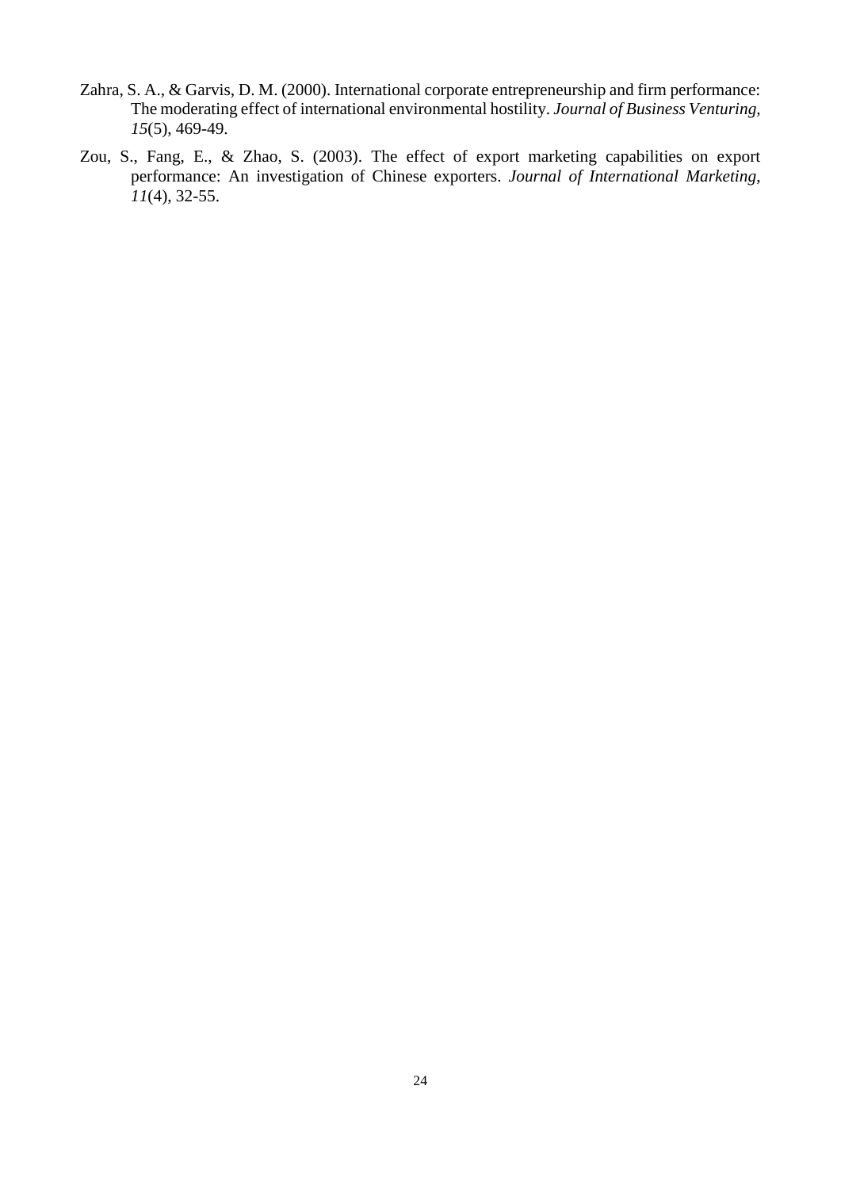Zahra, S. A., & Garvis, D. M. (2000). International corporate entrepreneurship and firm performance: The moderating effect of international environmental hostility. *Journal of Business Venturing*, *15*(5), 469-49.

Zou, S., Fang, E., & Zhao, S. (2003). The effect of export marketing capabilities on export performance: An investigation of Chinese exporters. *Journal of International Marketing*, *11*(4), 32-55.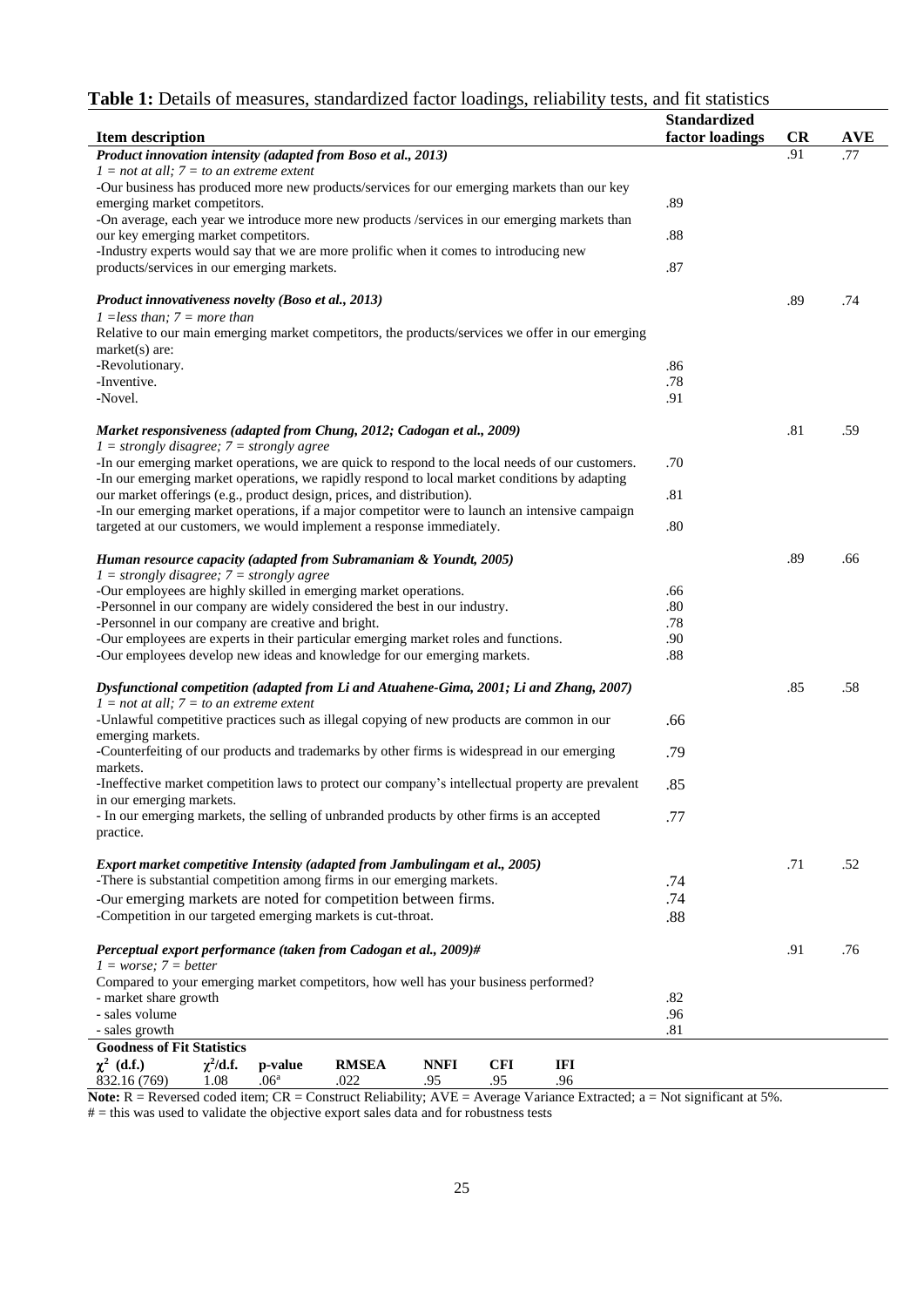**Table 1:** Details of measures, standardized factor loadings, reliability tests, and fit statistics

| Item description | Standardized factor loadings | CR | AVE |
|---|---|---|---|
| ***Product innovation intensity (adapted from Boso et al., 2013)*** | | .91 | .77 |
| *1 = not at all; 7 = to an extreme extent* | | | |
| -Our business has produced more new products/services for our emerging markets than our key emerging market competitors. | .89 | | |
| -On average, each year we introduce more new products /services in our emerging markets than our key emerging market competitors. | .88 | | |
| -Industry experts would say that we are more prolific when it comes to introducing new products/services in our emerging markets. | .87 | | |
| ***Product innovativeness novelty (Boso et al., 2013)*** | | .89 | .74 |
| *1 =less than; 7 = more than* | | | |
| Relative to our main emerging market competitors, the products/services we offer in our emerging market(s) are: | | | |
| -Revolutionary. | .86 | | |
| -Inventive. | .78 | | |
| -Novel. | .91 | | |
| ***Market responsiveness (adapted from Chung, 2012; Cadogan et al., 2009)*** | | .81 | .59 |
| *1 = strongly disagree; 7 = strongly agree* | | | |
| -In our emerging market operations, we are quick to respond to the local needs of our customers. | .70 | | |
| -In our emerging market operations, we rapidly respond to local market conditions by adapting our market offerings (e.g., product design, prices, and distribution). | .81 | | |
| -In our emerging market operations, if a major competitor were to launch an intensive campaign targeted at our customers, we would implement a response immediately. | .80 | | |
| ***Human resource capacity (adapted from Subramaniam & Youndt, 2005)*** | | .89 | .66 |
| *1 = strongly disagree; 7 = strongly agree* | | | |
| -Our employees are highly skilled in emerging market operations. | .66 | | |
| -Personnel in our company are widely considered the best in our industry. | .80 | | |
| -Personnel in our company are creative and bright. | .78 | | |
| -Our employees are experts in their particular emerging market roles and functions. | .90 | | |
| -Our employees develop new ideas and knowledge for our emerging markets. | .88 | | |
| ***Dysfunctional competition (adapted from Li and Atuahene-Gima, 2001; Li and Zhang, 2007)*** | | .85 | .58 |
| *1 = not at all; 7 = to an extreme extent* | | | |
| -Unlawful competitive practices such as illegal copying of new products are common in our emerging markets. | .66 | | |
| -Counterfeiting of our products and trademarks by other firms is widespread in our emerging markets. | .79 | | |
| -Ineffective market competition laws to protect our company's intellectual property are prevalent in our emerging markets. | .85 | | |
| - In our emerging markets, the selling of unbranded products by other firms is an accepted practice. | .77 | | |
| ***Export market competitive Intensity (adapted from Jambulingam et al., 2005)*** | | .71 | .52 |
| -There is substantial competition among firms in our emerging markets. | .74 | | |
| -Our emerging markets are noted for competition between firms. | .74 | | |
| -Competition in our targeted emerging markets is cut-throat. | .88 | | |
| ***Perceptual export performance (taken from Cadogan et al., 2009)#*** | | .91 | .76 |
| *1 = worse; 7 = better* | | | |
| Compared to your emerging market competitors, how well has your business performed? | | | |
| - market share growth | .82 | | |
| - sales volume | .96 | | |
| - sales growth | .81 | | |

**Goodness of Fit Statistics**

| $\chi^2$ (d.f.) | $\chi^2$/d.f. | p-value | RMSEA | NNFI | CFI | IFI |
|---|---|---|---|---|---|---|
| 832.16 (769) | 1.08 | .06[a] | .022 | .95 | .95 | .96 |

**Note:** R = Reversed coded item; CR = Construct Reliability; AVE = Average Variance Extracted; a = Not significant at 5%.
# = this was used to validate the objective export sales data and for robustness tests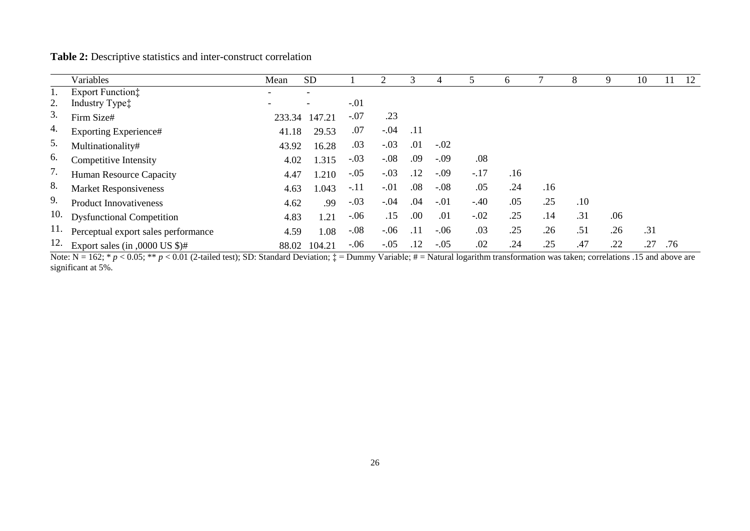**Table 2:** Descriptive statistics and inter-construct correlation

| | Variables | Mean | SD | 1 | 2 | 3 | 4 | 5 | 6 | 7 | 8 | 9 | 10 | 11 | 12 |
|---|---|---|---|---|---|---|---|---|---|---|---|---|---|---|---|
| 1. | Export Function‡ | - | - | | | | | | | | | | | | |
| 2. | Industry Type‡ | - | - | -.01 | | | | | | | | | | | |
| 3. | Firm Size# | 233.34 | 147.21 | -.07 | .23 | | | | | | | | | | |
| 4. | Exporting Experience# | 41.18 | 29.53 | .07 | -.04 | .11 | | | | | | | | | |
| 5. | Multinationality# | 43.92 | 16.28 | .03 | -.03 | .01 | -.02 | | | | | | | | |
| 6. | Competitive Intensity | 4.02 | 1.315 | -.03 | -.08 | .09 | -.09 | .08 | | | | | | | |
| 7. | Human Resource Capacity | 4.47 | 1.210 | -.05 | -.03 | .12 | -.09 | -.17 | .16 | | | | | | |
| 8. | Market Responsiveness | 4.63 | 1.043 | -.11 | -.01 | .08 | -.08 | .05 | .24 | .16 | | | | | |
| 9. | Product Innovativeness | 4.62 | .99 | -.03 | -.04 | .04 | -.01 | -.40 | .05 | .25 | .10 | | | | |
| 10. | Dysfunctional Competition | 4.83 | 1.21 | -.06 | .15 | .00 | .01 | -.02 | .25 | .14 | .31 | .06 | | | |
| 11. | Perceptual export sales performance | 4.59 | 1.08 | -.08 | -.06 | .11 | -.06 | .03 | .25 | .26 | .51 | .26 | .31 | | |
| 12. | Export sales (in ,0000 US $)# | 88.02 | 104.21 | -.06 | -.05 | .12 | -.05 | .02 | .24 | .25 | .47 | .22 | .27 | .76 | |

Note: N = 162; * $p < 0.05$; ** $p < 0.01$ (2-tailed test); SD: Standard Deviation; ‡ = Dummy Variable; # = Natural logarithm transformation was taken; correlations .15 and above are significant at 5%.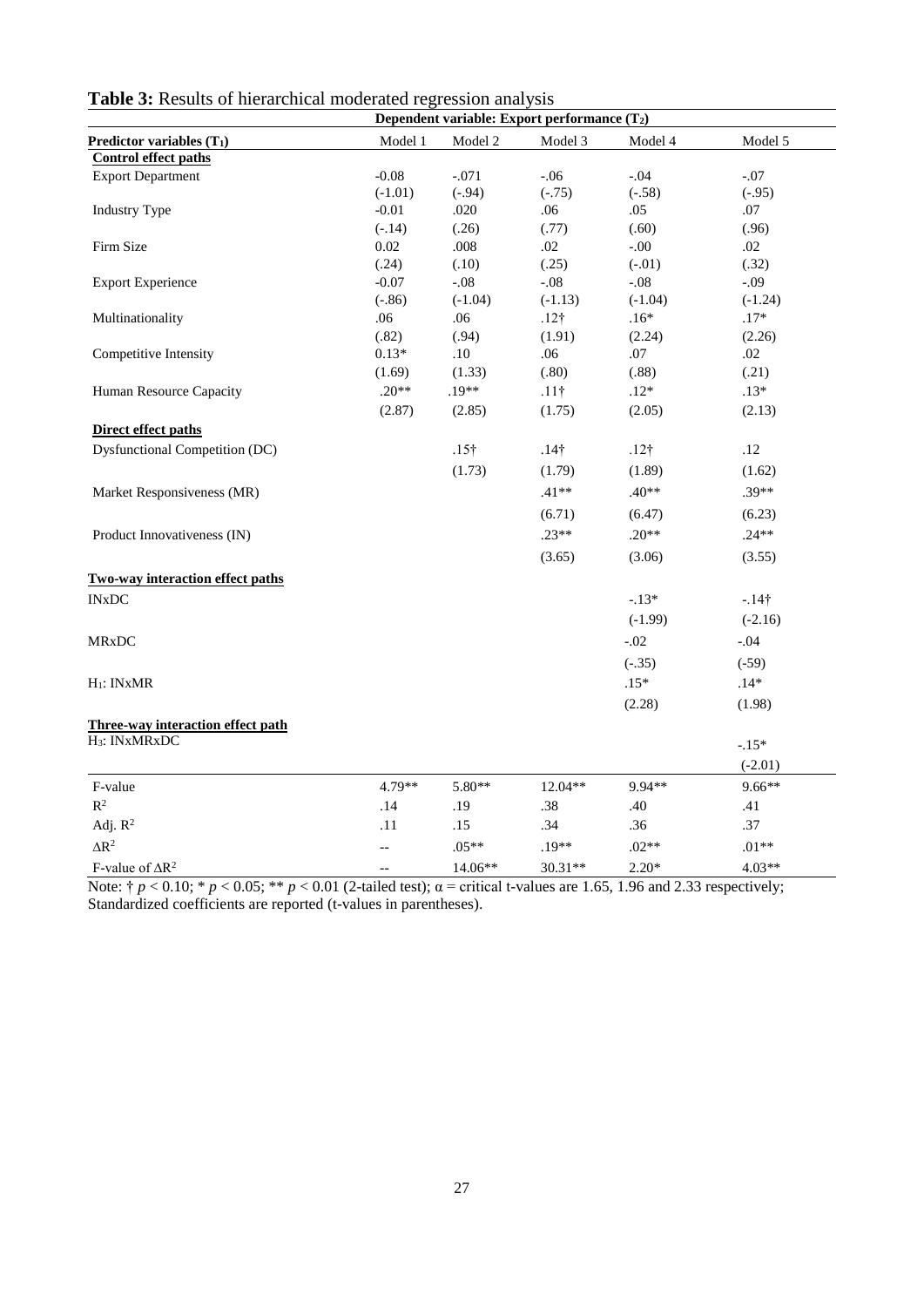**Table 3:** Results of hierarchical moderated regression analysis

| | Dependent variable: Export performance ($T_2$) | | | | |
|---|---|---|---|---|---|
| **Predictor variables ($T_1$)** | Model 1 | Model 2 | Model 3 | Model 4 | Model 5 |
| **Control effect paths** | | | | | |
| Export Department | -0.08 | -.071 | -.06 | -.04 | -.07 |
| | (-1.01) | (-.94) | (-.75) | (-.58) | (-.95) |
| Industry Type | -0.01 | .020 | .06 | .05 | .07 |
| | (-.14) | (.26) | (.77) | (.60) | (.96) |
| Firm Size | 0.02 | .008 | .02 | -.00 | .02 |
| | (.24) | (.10) | (.25) | (-.01) | (.32) |
| Export Experience | -0.07 | -.08 | -.08 | -.08 | -.09 |
| | (-.86) | (-1.04) | (-1.13) | (-1.04) | (-1.24) |
| Multinationality | .06 | .06 | .12† | .16* | .17* |
| | (.82) | (.94) | (1.91) | (2.24) | (2.26) |
| Competitive Intensity | 0.13* | .10 | .06 | .07 | .02 |
| | (1.69) | (1.33) | (.80) | (.88) | (.21) |
| Human Resource Capacity | .20** | .19** | .11† | .12* | .13* |
| | (2.87) | (2.85) | (1.75) | (2.05) | (2.13) |
| **Direct effect paths** | | | | | |
| Dysfunctional Competition (DC) | | .15† | .14† | .12† | .12 |
| | | (1.73) | (1.79) | (1.89) | (1.62) |
| Market Responsiveness (MR) | | | .41** | .40** | .39** |
| | | | (6.71) | (6.47) | (6.23) |
| Product Innovativeness (IN) | | | .23** | .20** | .24** |
| | | | (3.65) | (3.06) | (3.55) |
| **Two-way interaction effect paths** | | | | | |
| INxDC | | | | -.13* | -.14† |
| | | | | (-1.99) | (-2.16) |
| MRxDC | | | | -.02 | -.04 |
| | | | | (-.35) | (-59) |
| $H_1$: INxMR | | | | .15* | .14* |
| | | | | (2.28) | (1.98) |
| **Three-way interaction effect path** | | | | | |
| $H_3$: INxMRxDC | | | | | -.15* |
| | | | | | (-2.01) |
| F-value | 4.79** | 5.80** | 12.04** | 9.94** | 9.66** |
| $R^2$ | .14 | .19 | .38 | .40 | .41 |
| Adj. $R^2$ | .11 | .15 | .34 | .36 | .37 |
| $\Delta R^2$ | -- | .05** | .19** | .02** | .01** |
| F-value of $\Delta R^2$ | -- | 14.06** | 30.31** | 2.20* | 4.03** |

Note: † $p < 0.10$; * $p < 0.05$; ** $p < 0.01$ (2-tailed test); $\alpha$ = critical t-values are 1.65, 1.96 and 2.33 respectively; Standardized coefficients are reported (t-values in parentheses).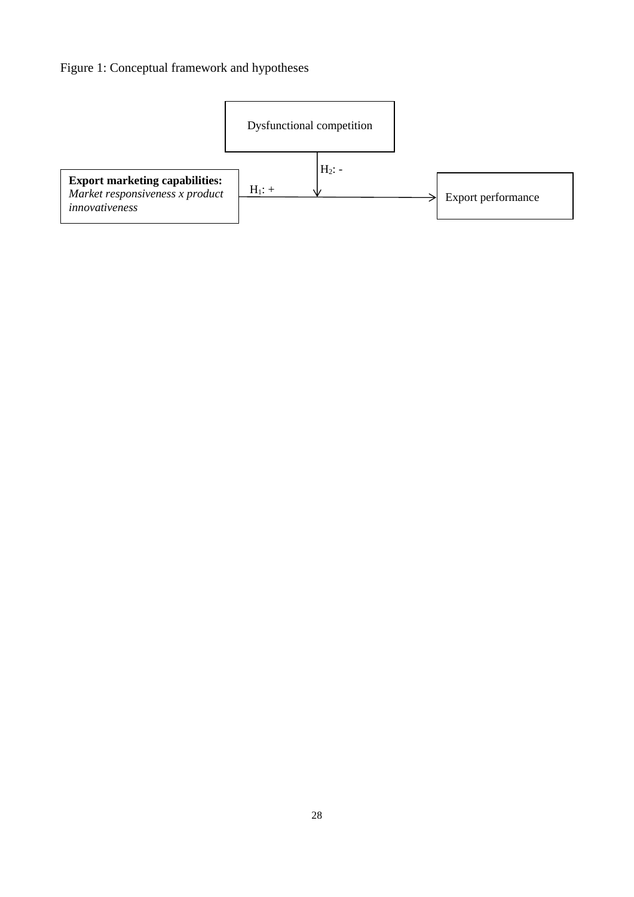Figure 1: Conceptual framework and hypotheses

Dysfunctional competition

$H_2$: -

**Export marketing capabilities:**
*Market responsiveness x product innovativeness*

$H_1$: +

Export performance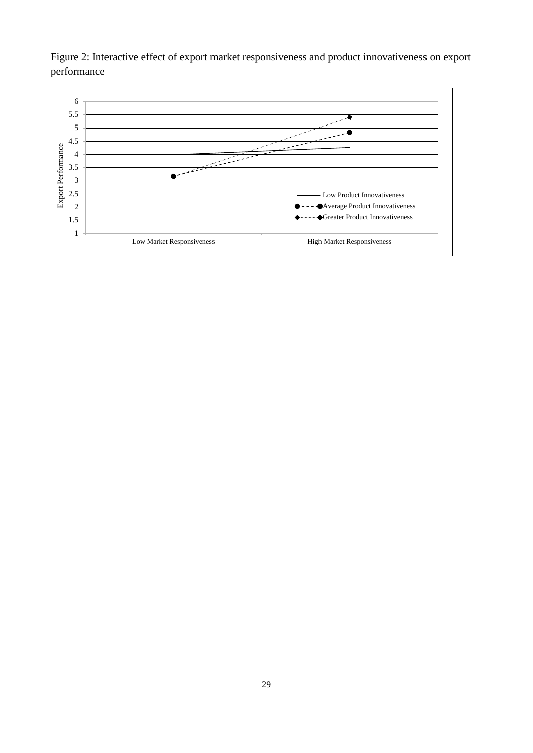Figure 2: Interactive effect of export market responsiveness and product innovativeness on export performance

Export Performance

6
5.5
5
4.5
4
3.5
3
2.5
2
1.5
1

Low Market Responsiveness
High Market Responsiveness

Low Product Innovativeness
Average Product Innovativeness
Greater Product Innovativeness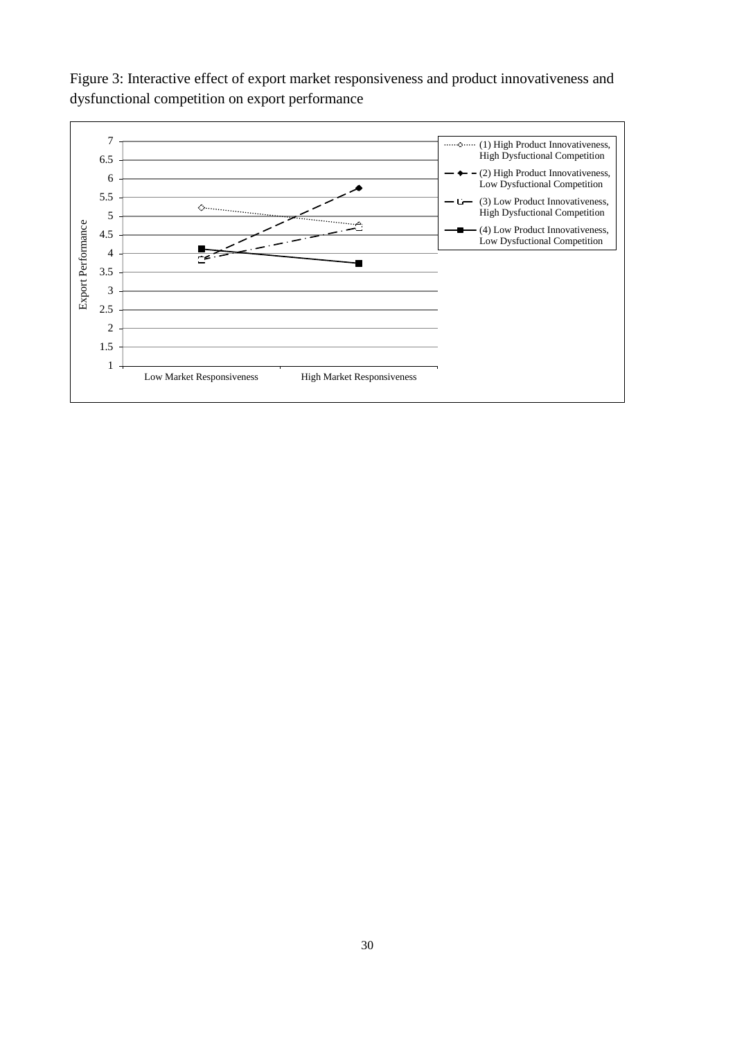Figure 3: Interactive effect of export market responsiveness and product innovativeness and dysfunctional competition on export performance

Export Performance

7
6.5
6
5.5
5
4.5
4
3.5
3
2.5
2
1.5
1

Low Market Responsiveness
High Market Responsiveness

(1) High Product Innovativeness, High Dysfuctional Competition
(2) High Product Innovativeness, Low Dysfuctional Competition
(3) Low Product Innovativeness, High Dysfuctional Competition
(4) Low Product Innovativeness, Low Dysfuctional Competition